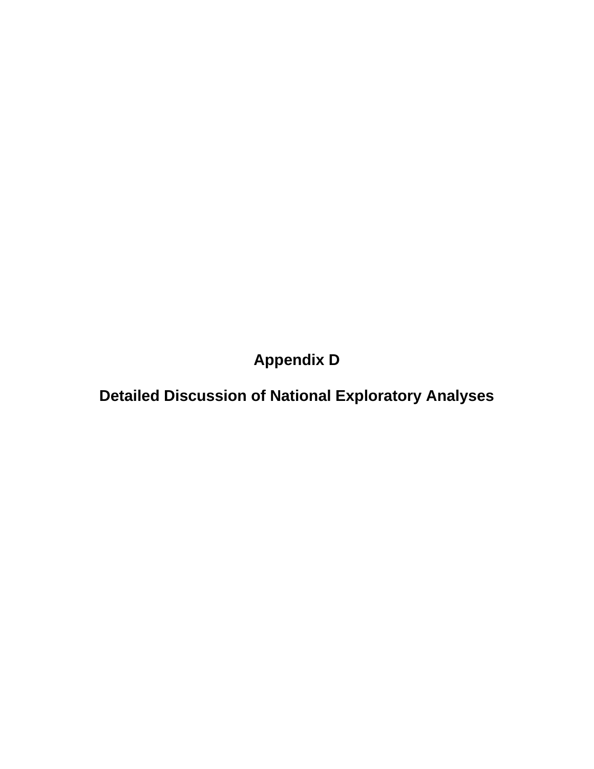# Appendix D

# Detailed Discussion of National Exploratory Analyses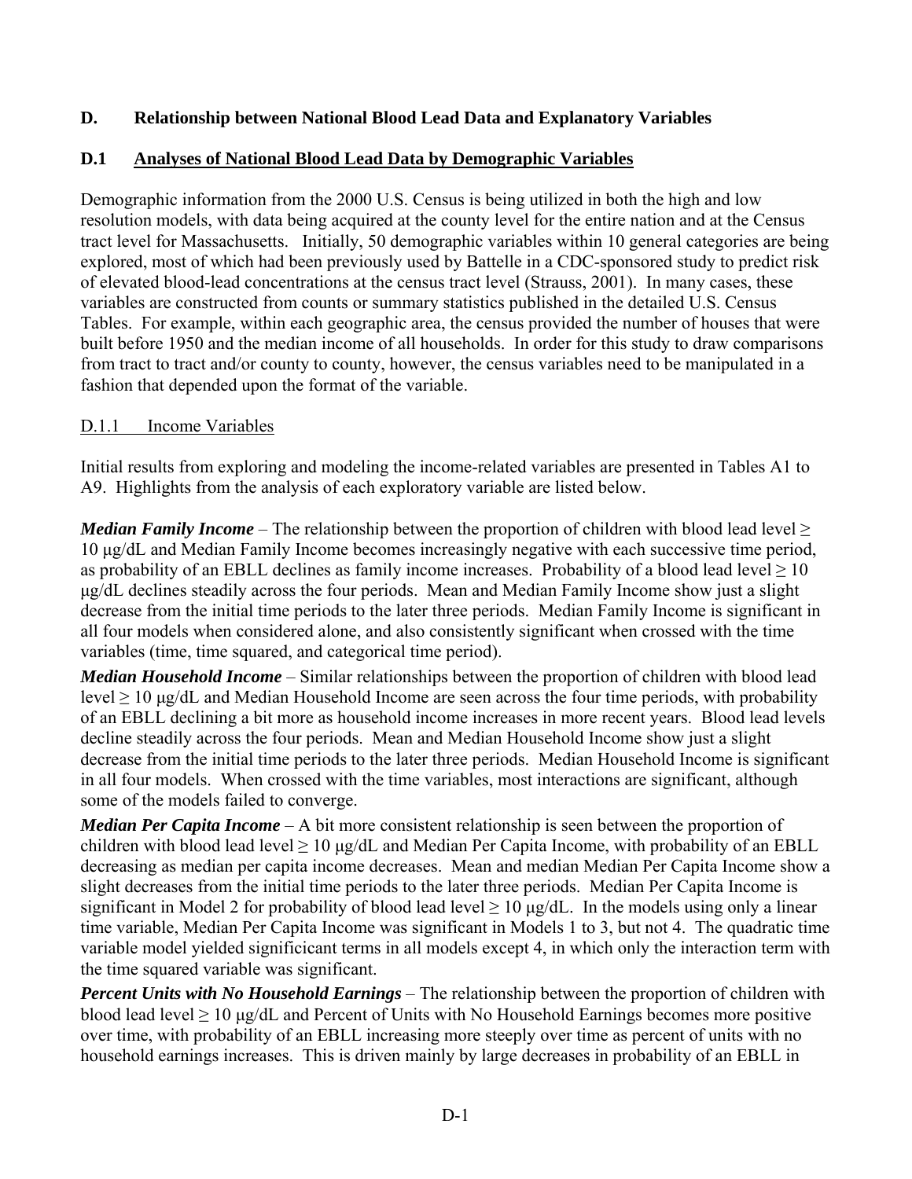## D. Relationship between National Blood Lead Data and Explanatory Variables

### D.1 Analyses of National Blood Lead Data by Demographic Variables

Demographic information from the 2000 U.S. Census is being utilized in both the high and low resolution models, with data being acquired at the county level for the entire nation and at the Census tract level for Massachusetts. Initially, 50 demographic variables within 10 general categories are being explored, most of which had been previously used by Battelle in a CDC-sponsored study to predict risk of elevated blood-lead concentrations at the census tract level (Strauss, 2001). In many cases, these variables are constructed from counts or summary statistics published in the detailed U.S. Census Tables. For example, within each geographic area, the census provided the number of houses that were built before 1950 and the median income of all households. In order for this study to draw comparisons from tract to tract and/or county to county, however, the census variables need to be manipulated in a fashion that depended upon the format of the variable.

#### D.1.1 Income Variables

Initial results from exploring and modeling the income-related variables are presented in Tables A1 to A9. Highlights from the analysis of each exploratory variable are listed below.

***Median Family Income*** – The relationship between the proportion of children with blood lead level ≥ 10 μg/dL and Median Family Income becomes increasingly negative with each successive time period, as probability of an EBLL declines as family income increases. Probability of a blood lead level ≥ 10 μg/dL declines steadily across the four periods. Mean and Median Family Income show just a slight decrease from the initial time periods to the later three periods. Median Family Income is significant in all four models when considered alone, and also consistently significant when crossed with the time variables (time, time squared, and categorical time period).

***Median Household Income*** – Similar relationships between the proportion of children with blood lead level ≥ 10 μg/dL and Median Household Income are seen across the four time periods, with probability of an EBLL declining a bit more as household income increases in more recent years. Blood lead levels decline steadily across the four periods. Mean and Median Household Income show just a slight decrease from the initial time periods to the later three periods. Median Household Income is significant in all four models. When crossed with the time variables, most interactions are significant, although some of the models failed to converge.

***Median Per Capita Income*** – A bit more consistent relationship is seen between the proportion of children with blood lead level ≥ 10 μg/dL and Median Per Capita Income, with probability of an EBLL decreasing as median per capita income decreases. Mean and median Median Per Capita Income show a slight decreases from the initial time periods to the later three periods. Median Per Capita Income is significant in Model 2 for probability of blood lead level ≥ 10 μg/dL. In the models using only a linear time variable, Median Per Capita Income was significant in Models 1 to 3, but not 4. The quadratic time variable model yielded significicant terms in all models except 4, in which only the interaction term with the time squared variable was significant.

***Percent Units with No Household Earnings*** – The relationship between the proportion of children with blood lead level ≥ 10 μg/dL and Percent of Units with No Household Earnings becomes more positive over time, with probability of an EBLL increasing more steeply over time as percent of units with no household earnings increases. This is driven mainly by large decreases in probability of an EBLL in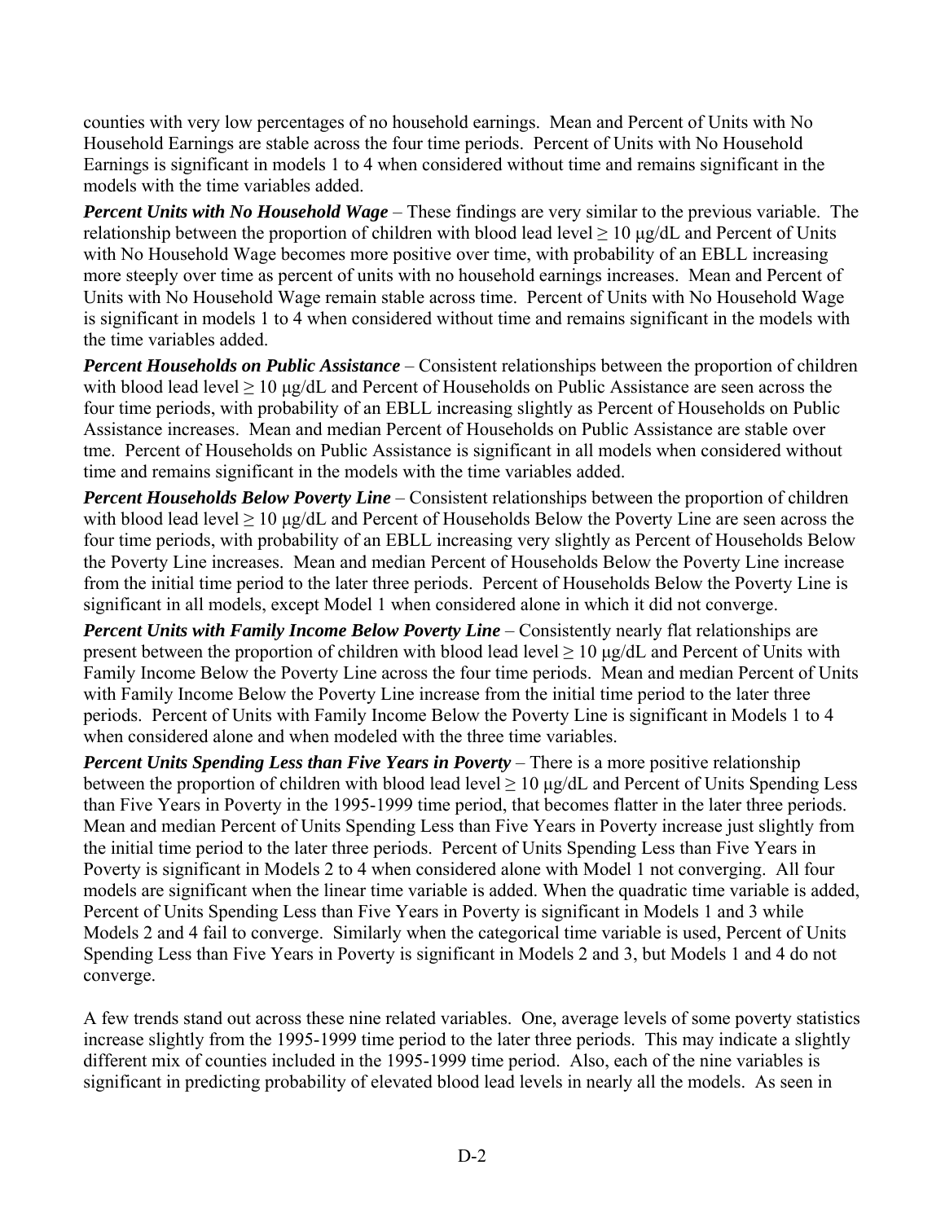counties with very low percentages of no household earnings. Mean and Percent of Units with No Household Earnings are stable across the four time periods. Percent of Units with No Household Earnings is significant in models 1 to 4 when considered without time and remains significant in the models with the time variables added.

***Percent Units with No Household Wage*** – These findings are very similar to the previous variable. The relationship between the proportion of children with blood lead level ≥ 10 µg/dL and Percent of Units with No Household Wage becomes more positive over time, with probability of an EBLL increasing more steeply over time as percent of units with no household earnings increases. Mean and Percent of Units with No Household Wage remain stable across time. Percent of Units with No Household Wage is significant in models 1 to 4 when considered without time and remains significant in the models with the time variables added.

***Percent Households on Public Assistance*** – Consistent relationships between the proportion of children with blood lead level ≥ 10 µg/dL and Percent of Households on Public Assistance are seen across the four time periods, with probability of an EBLL increasing slightly as Percent of Households on Public Assistance increases. Mean and median Percent of Households on Public Assistance are stable over tme. Percent of Households on Public Assistance is significant in all models when considered without time and remains significant in the models with the time variables added.

***Percent Households Below Poverty Line*** – Consistent relationships between the proportion of children with blood lead level ≥ 10 µg/dL and Percent of Households Below the Poverty Line are seen across the four time periods, with probability of an EBLL increasing very slightly as Percent of Households Below the Poverty Line increases. Mean and median Percent of Households Below the Poverty Line increase from the initial time period to the later three periods. Percent of Households Below the Poverty Line is significant in all models, except Model 1 when considered alone in which it did not converge.

***Percent Units with Family Income Below Poverty Line*** – Consistently nearly flat relationships are present between the proportion of children with blood lead level ≥ 10 µg/dL and Percent of Units with Family Income Below the Poverty Line across the four time periods. Mean and median Percent of Units with Family Income Below the Poverty Line increase from the initial time period to the later three periods. Percent of Units with Family Income Below the Poverty Line is significant in Models 1 to 4 when considered alone and when modeled with the three time variables.

***Percent Units Spending Less than Five Years in Poverty*** – There is a more positive relationship between the proportion of children with blood lead level ≥ 10 µg/dL and Percent of Units Spending Less than Five Years in Poverty in the 1995-1999 time period, that becomes flatter in the later three periods. Mean and median Percent of Units Spending Less than Five Years in Poverty increase just slightly from the initial time period to the later three periods. Percent of Units Spending Less than Five Years in Poverty is significant in Models 2 to 4 when considered alone with Model 1 not converging. All four models are significant when the linear time variable is added. When the quadratic time variable is added, Percent of Units Spending Less than Five Years in Poverty is significant in Models 1 and 3 while Models 2 and 4 fail to converge. Similarly when the categorical time variable is used, Percent of Units Spending Less than Five Years in Poverty is significant in Models 2 and 3, but Models 1 and 4 do not converge.

A few trends stand out across these nine related variables. One, average levels of some poverty statistics increase slightly from the 1995-1999 time period to the later three periods. This may indicate a slightly different mix of counties included in the 1995-1999 time period. Also, each of the nine variables is significant in predicting probability of elevated blood lead levels in nearly all the models. As seen in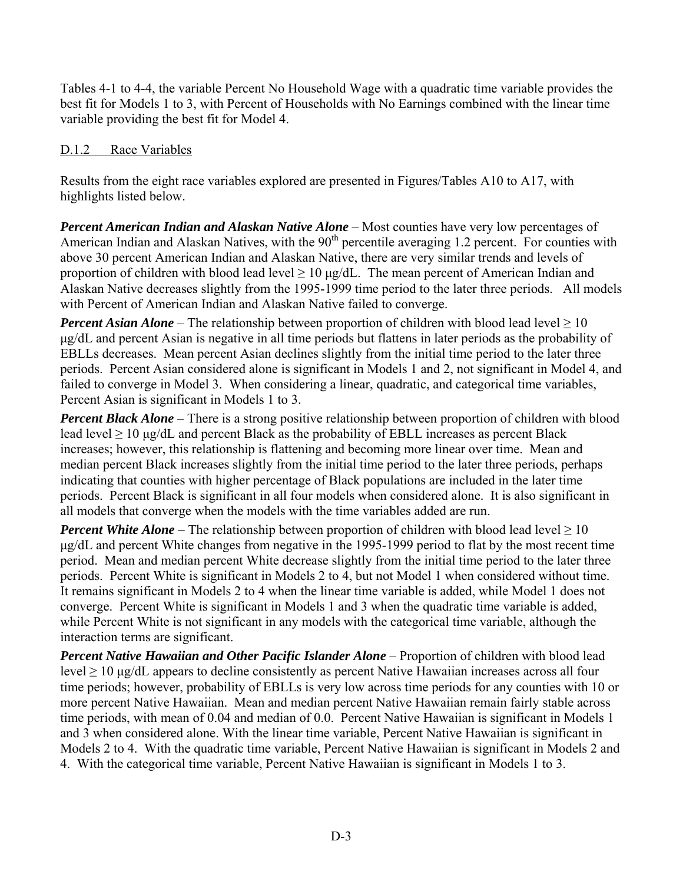Tables 4-1 to 4-4, the variable Percent No Household Wage with a quadratic time variable provides the best fit for Models 1 to 3, with Percent of Households with No Earnings combined with the linear time variable providing the best fit for Model 4.

### D.1.2 Race Variables

Results from the eight race variables explored are presented in Figures/Tables A10 to A17, with highlights listed below.

***Percent American Indian and Alaskan Native Alone*** – Most counties have very low percentages of American Indian and Alaskan Natives, with the 90th percentile averaging 1.2 percent. For counties with above 30 percent American Indian and Alaskan Native, there are very similar trends and levels of proportion of children with blood lead level ≥ 10 μg/dL. The mean percent of American Indian and Alaskan Native decreases slightly from the 1995-1999 time period to the later three periods. All models with Percent of American Indian and Alaskan Native failed to converge.

***Percent Asian Alone*** – The relationship between proportion of children with blood lead level ≥ 10 μg/dL and percent Asian is negative in all time periods but flattens in later periods as the probability of EBLLs decreases. Mean percent Asian declines slightly from the initial time period to the later three periods. Percent Asian considered alone is significant in Models 1 and 2, not significant in Model 4, and failed to converge in Model 3. When considering a linear, quadratic, and categorical time variables, Percent Asian is significant in Models 1 to 3.

***Percent Black Alone*** – There is a strong positive relationship between proportion of children with blood lead level ≥ 10 μg/dL and percent Black as the probability of EBLL increases as percent Black increases; however, this relationship is flattening and becoming more linear over time. Mean and median percent Black increases slightly from the initial time period to the later three periods, perhaps indicating that counties with higher percentage of Black populations are included in the later time periods. Percent Black is significant in all four models when considered alone. It is also significant in all models that converge when the models with the time variables added are run.

***Percent White Alone*** – The relationship between proportion of children with blood lead level ≥ 10 μg/dL and percent White changes from negative in the 1995-1999 period to flat by the most recent time period. Mean and median percent White decrease slightly from the initial time period to the later three periods. Percent White is significant in Models 2 to 4, but not Model 1 when considered without time. It remains significant in Models 2 to 4 when the linear time variable is added, while Model 1 does not converge. Percent White is significant in Models 1 and 3 when the quadratic time variable is added, while Percent White is not significant in any models with the categorical time variable, although the interaction terms are significant.

***Percent Native Hawaiian and Other Pacific Islander Alone*** – Proportion of children with blood lead level ≥ 10 μg/dL appears to decline consistently as percent Native Hawaiian increases across all four time periods; however, probability of EBLLs is very low across time periods for any counties with 10 or more percent Native Hawaiian. Mean and median percent Native Hawaiian remain fairly stable across time periods, with mean of 0.04 and median of 0.0. Percent Native Hawaiian is significant in Models 1 and 3 when considered alone. With the linear time variable, Percent Native Hawaiian is significant in Models 2 to 4. With the quadratic time variable, Percent Native Hawaiian is significant in Models 2 and 4. With the categorical time variable, Percent Native Hawaiian is significant in Models 1 to 3.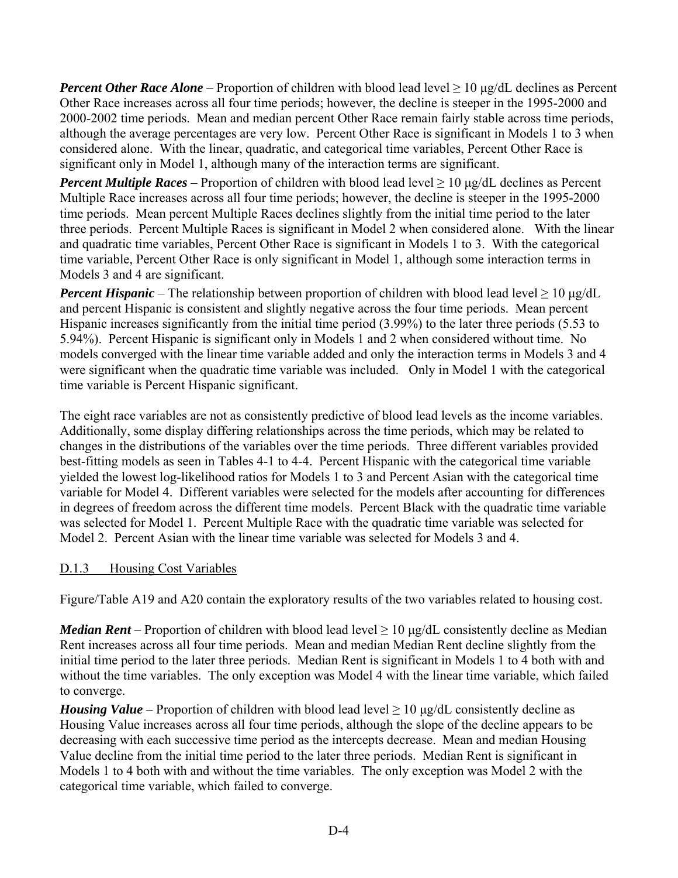***Percent Other Race Alone*** – Proportion of children with blood lead level ≥ 10 μg/dL declines as Percent Other Race increases across all four time periods; however, the decline is steeper in the 1995-2000 and 2000-2002 time periods. Mean and median percent Other Race remain fairly stable across time periods, although the average percentages are very low. Percent Other Race is significant in Models 1 to 3 when considered alone. With the linear, quadratic, and categorical time variables, Percent Other Race is significant only in Model 1, although many of the interaction terms are significant.

***Percent Multiple Races*** – Proportion of children with blood lead level ≥ 10 μg/dL declines as Percent Multiple Race increases across all four time periods; however, the decline is steeper in the 1995-2000 time periods. Mean percent Multiple Races declines slightly from the initial time period to the later three periods. Percent Multiple Races is significant in Model 2 when considered alone. With the linear and quadratic time variables, Percent Other Race is significant in Models 1 to 3. With the categorical time variable, Percent Other Race is only significant in Model 1, although some interaction terms in Models 3 and 4 are significant.

***Percent Hispanic*** – The relationship between proportion of children with blood lead level ≥ 10 μg/dL and percent Hispanic is consistent and slightly negative across the four time periods. Mean percent Hispanic increases significantly from the initial time period (3.99%) to the later three periods (5.53 to 5.94%). Percent Hispanic is significant only in Models 1 and 2 when considered without time. No models converged with the linear time variable added and only the interaction terms in Models 3 and 4 were significant when the quadratic time variable was included. Only in Model 1 with the categorical time variable is Percent Hispanic significant.

The eight race variables are not as consistently predictive of blood lead levels as the income variables. Additionally, some display differing relationships across the time periods, which may be related to changes in the distributions of the variables over the time periods. Three different variables provided best-fitting models as seen in Tables 4-1 to 4-4. Percent Hispanic with the categorical time variable yielded the lowest log-likelihood ratios for Models 1 to 3 and Percent Asian with the categorical time variable for Model 4. Different variables were selected for the models after accounting for differences in degrees of freedom across the different time models. Percent Black with the quadratic time variable was selected for Model 1. Percent Multiple Race with the quadratic time variable was selected for Model 2. Percent Asian with the linear time variable was selected for Models 3 and 4.

### D.1.3 Housing Cost Variables

Figure/Table A19 and A20 contain the exploratory results of the two variables related to housing cost.

***Median Rent*** – Proportion of children with blood lead level ≥ 10 μg/dL consistently decline as Median Rent increases across all four time periods. Mean and median Median Rent decline slightly from the initial time period to the later three periods. Median Rent is significant in Models 1 to 4 both with and without the time variables. The only exception was Model 4 with the linear time variable, which failed to converge.

***Housing Value*** – Proportion of children with blood lead level ≥ 10 μg/dL consistently decline as Housing Value increases across all four time periods, although the slope of the decline appears to be decreasing with each successive time period as the intercepts decrease. Mean and median Housing Value decline from the initial time period to the later three periods. Median Rent is significant in Models 1 to 4 both with and without the time variables. The only exception was Model 2 with the categorical time variable, which failed to converge.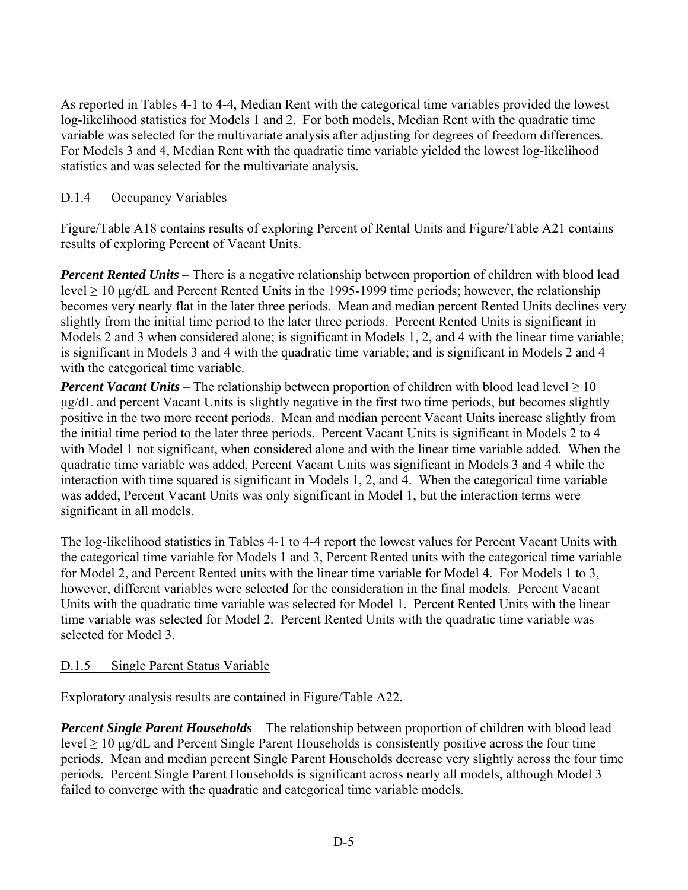As reported in Tables 4-1 to 4-4, Median Rent with the categorical time variables provided the lowest log-likelihood statistics for Models 1 and 2. For both models, Median Rent with the quadratic time variable was selected for the multivariate analysis after adjusting for degrees of freedom differences. For Models 3 and 4, Median Rent with the quadratic time variable yielded the lowest log-likelihood statistics and was selected for the multivariate analysis.

### D.1.4 Occupancy Variables

Figure/Table A18 contains results of exploring Percent of Rental Units and Figure/Table A21 contains results of exploring Percent of Vacant Units.

***Percent Rented Units*** – There is a negative relationship between proportion of children with blood lead level ≥ 10 μg/dL and Percent Rented Units in the 1995-1999 time periods; however, the relationship becomes very nearly flat in the later three periods. Mean and median percent Rented Units declines very slightly from the initial time period to the later three periods. Percent Rented Units is significant in Models 2 and 3 when considered alone; is significant in Models 1, 2, and 4 with the linear time variable; is significant in Models 3 and 4 with the quadratic time variable; and is significant in Models 2 and 4 with the categorical time variable.

***Percent Vacant Units*** – The relationship between proportion of children with blood lead level ≥ 10 μg/dL and percent Vacant Units is slightly negative in the first two time periods, but becomes slightly positive in the two more recent periods. Mean and median percent Vacant Units increase slightly from the initial time period to the later three periods. Percent Vacant Units is significant in Models 2 to 4 with Model 1 not significant, when considered alone and with the linear time variable added. When the quadratic time variable was added, Percent Vacant Units was significant in Models 3 and 4 while the interaction with time squared is significant in Models 1, 2, and 4. When the categorical time variable was added, Percent Vacant Units was only significant in Model 1, but the interaction terms were significant in all models.

The log-likelihood statistics in Tables 4-1 to 4-4 report the lowest values for Percent Vacant Units with the categorical time variable for Models 1 and 3, Percent Rented units with the categorical time variable for Model 2, and Percent Rented units with the linear time variable for Model 4. For Models 1 to 3, however, different variables were selected for the consideration in the final models. Percent Vacant Units with the quadratic time variable was selected for Model 1. Percent Rented Units with the linear time variable was selected for Model 2. Percent Rented Units with the quadratic time variable was selected for Model 3.

### D.1.5 Single Parent Status Variable

Exploratory analysis results are contained in Figure/Table A22.

***Percent Single Parent Households*** – The relationship between proportion of children with blood lead level ≥ 10 μg/dL and Percent Single Parent Households is consistently positive across the four time periods. Mean and median percent Single Parent Households decrease very slightly across the four time periods. Percent Single Parent Households is significant across nearly all models, although Model 3 failed to converge with the quadratic and categorical time variable models.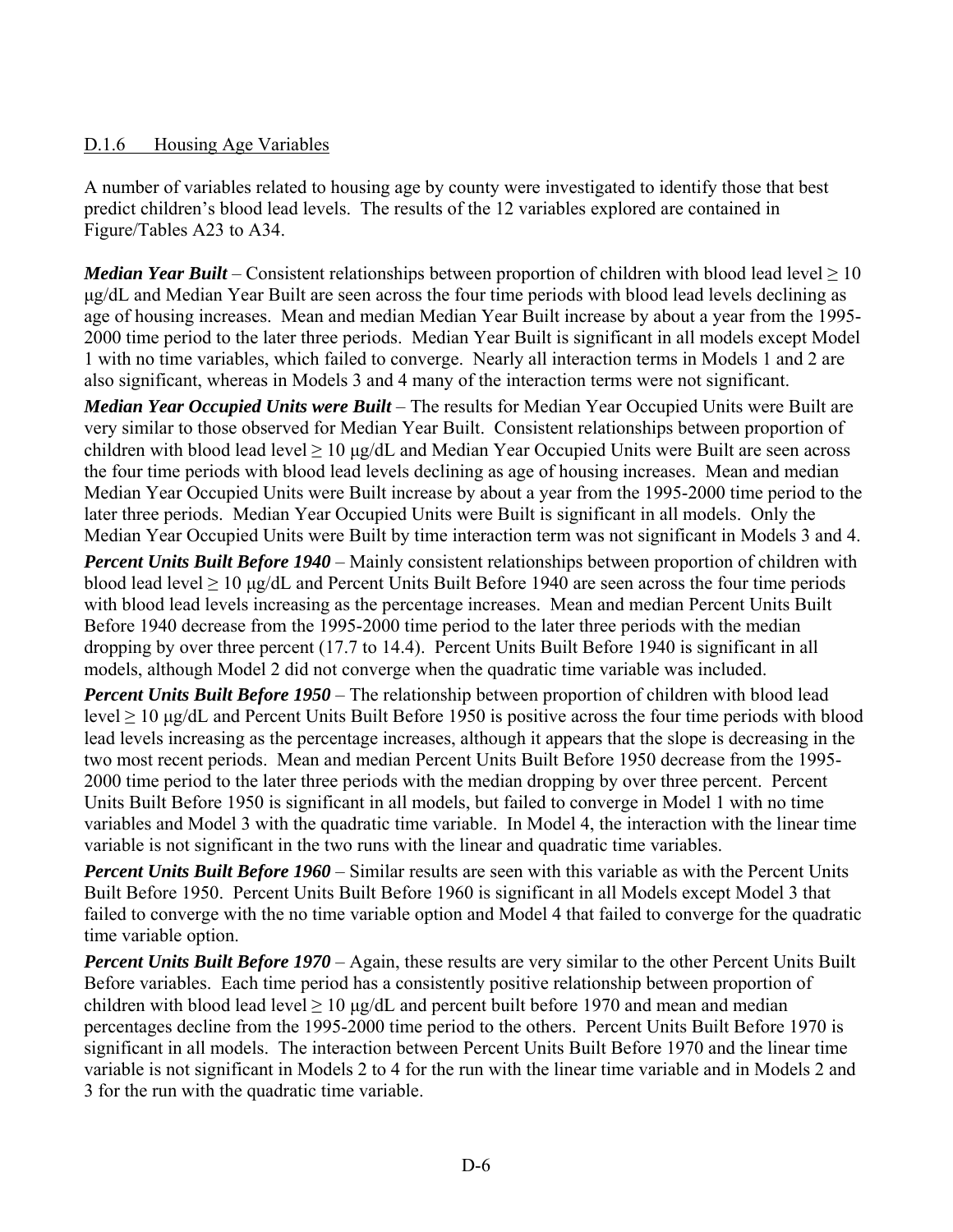### D.1.6 Housing Age Variables

A number of variables related to housing age by county were investigated to identify those that best predict children's blood lead levels. The results of the 12 variables explored are contained in Figure/Tables A23 to A34.

***Median Year Built*** – Consistent relationships between proportion of children with blood lead level ≥ 10 μg/dL and Median Year Built are seen across the four time periods with blood lead levels declining as age of housing increases. Mean and median Median Year Built increase by about a year from the 1995-2000 time period to the later three periods. Median Year Built is significant in all models except Model 1 with no time variables, which failed to converge. Nearly all interaction terms in Models 1 and 2 are also significant, whereas in Models 3 and 4 many of the interaction terms were not significant.

***Median Year Occupied Units were Built*** – The results for Median Year Occupied Units were Built are very similar to those observed for Median Year Built. Consistent relationships between proportion of children with blood lead level ≥ 10 μg/dL and Median Year Occupied Units were Built are seen across the four time periods with blood lead levels declining as age of housing increases. Mean and median Median Year Occupied Units were Built increase by about a year from the 1995-2000 time period to the later three periods. Median Year Occupied Units were Built is significant in all models. Only the Median Year Occupied Units were Built by time interaction term was not significant in Models 3 and 4.

***Percent Units Built Before 1940*** – Mainly consistent relationships between proportion of children with blood lead level ≥ 10 μg/dL and Percent Units Built Before 1940 are seen across the four time periods with blood lead levels increasing as the percentage increases. Mean and median Percent Units Built Before 1940 decrease from the 1995-2000 time period to the later three periods with the median dropping by over three percent (17.7 to 14.4). Percent Units Built Before 1940 is significant in all models, although Model 2 did not converge when the quadratic time variable was included.

***Percent Units Built Before 1950*** – The relationship between proportion of children with blood lead level ≥ 10 μg/dL and Percent Units Built Before 1950 is positive across the four time periods with blood lead levels increasing as the percentage increases, although it appears that the slope is decreasing in the two most recent periods. Mean and median Percent Units Built Before 1950 decrease from the 1995-2000 time period to the later three periods with the median dropping by over three percent. Percent Units Built Before 1950 is significant in all models, but failed to converge in Model 1 with no time variables and Model 3 with the quadratic time variable. In Model 4, the interaction with the linear time variable is not significant in the two runs with the linear and quadratic time variables.

***Percent Units Built Before 1960*** – Similar results are seen with this variable as with the Percent Units Built Before 1950. Percent Units Built Before 1960 is significant in all Models except Model 3 that failed to converge with the no time variable option and Model 4 that failed to converge for the quadratic time variable option.

***Percent Units Built Before 1970*** – Again, these results are very similar to the other Percent Units Built Before variables. Each time period has a consistently positive relationship between proportion of children with blood lead level ≥ 10 μg/dL and percent built before 1970 and mean and median percentages decline from the 1995-2000 time period to the others. Percent Units Built Before 1970 is significant in all models. The interaction between Percent Units Built Before 1970 and the linear time variable is not significant in Models 2 to 4 for the run with the linear time variable and in Models 2 and 3 for the run with the quadratic time variable.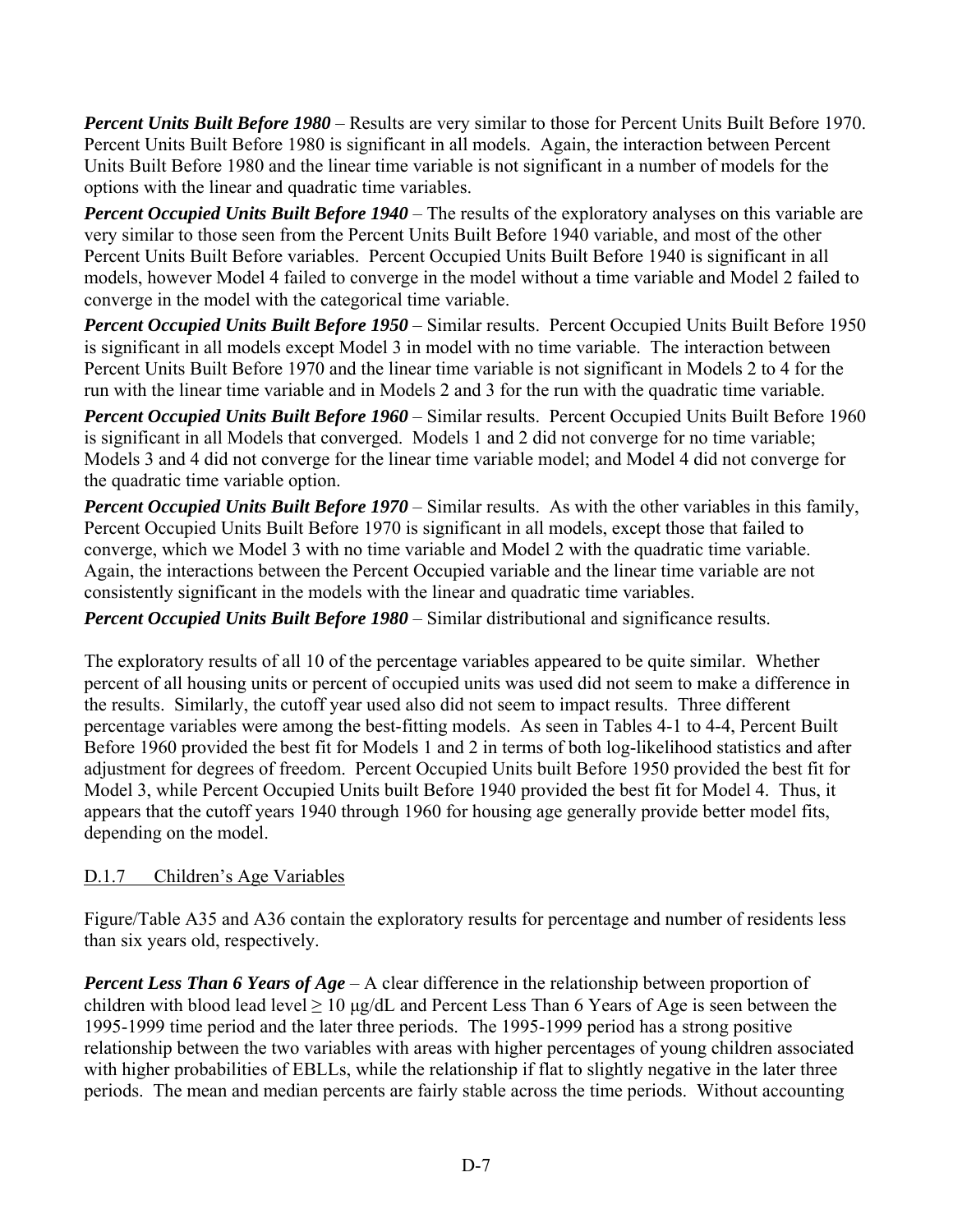***Percent Units Built Before 1980*** – Results are very similar to those for Percent Units Built Before 1970. Percent Units Built Before 1980 is significant in all models. Again, the interaction between Percent Units Built Before 1980 and the linear time variable is not significant in a number of models for the options with the linear and quadratic time variables.

***Percent Occupied Units Built Before 1940*** – The results of the exploratory analyses on this variable are very similar to those seen from the Percent Units Built Before 1940 variable, and most of the other Percent Units Built Before variables. Percent Occupied Units Built Before 1940 is significant in all models, however Model 4 failed to converge in the model without a time variable and Model 2 failed to converge in the model with the categorical time variable.

***Percent Occupied Units Built Before 1950*** – Similar results. Percent Occupied Units Built Before 1950 is significant in all models except Model 3 in model with no time variable. The interaction between Percent Units Built Before 1970 and the linear time variable is not significant in Models 2 to 4 for the run with the linear time variable and in Models 2 and 3 for the run with the quadratic time variable.

***Percent Occupied Units Built Before 1960*** – Similar results. Percent Occupied Units Built Before 1960 is significant in all Models that converged. Models 1 and 2 did not converge for no time variable; Models 3 and 4 did not converge for the linear time variable model; and Model 4 did not converge for the quadratic time variable option.

***Percent Occupied Units Built Before 1970*** – Similar results. As with the other variables in this family, Percent Occupied Units Built Before 1970 is significant in all models, except those that failed to converge, which we Model 3 with no time variable and Model 2 with the quadratic time variable. Again, the interactions between the Percent Occupied variable and the linear time variable are not consistently significant in the models with the linear and quadratic time variables.

***Percent Occupied Units Built Before 1980*** – Similar distributional and significance results.

The exploratory results of all 10 of the percentage variables appeared to be quite similar. Whether percent of all housing units or percent of occupied units was used did not seem to make a difference in the results. Similarly, the cutoff year used also did not seem to impact results. Three different percentage variables were among the best-fitting models. As seen in Tables 4-1 to 4-4, Percent Built Before 1960 provided the best fit for Models 1 and 2 in terms of both log-likelihood statistics and after adjustment for degrees of freedom. Percent Occupied Units built Before 1950 provided the best fit for Model 3, while Percent Occupied Units built Before 1940 provided the best fit for Model 4. Thus, it appears that the cutoff years 1940 through 1960 for housing age generally provide better model fits, depending on the model.

### D.1.7 Children's Age Variables

Figure/Table A35 and A36 contain the exploratory results for percentage and number of residents less than six years old, respectively.

***Percent Less Than 6 Years of Age*** – A clear difference in the relationship between proportion of children with blood lead level ≥ 10 μg/dL and Percent Less Than 6 Years of Age is seen between the 1995-1999 time period and the later three periods. The 1995-1999 period has a strong positive relationship between the two variables with areas with higher percentages of young children associated with higher probabilities of EBLLs, while the relationship if flat to slightly negative in the later three periods. The mean and median percents are fairly stable across the time periods. Without accounting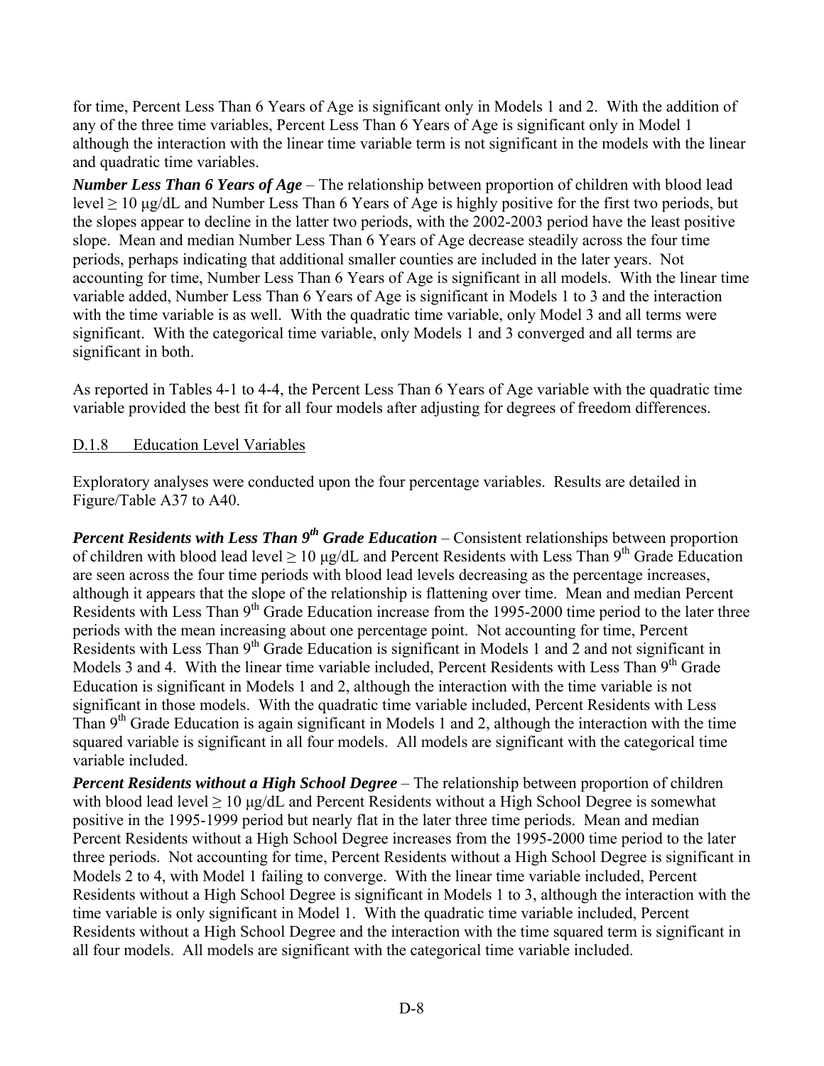for time, Percent Less Than 6 Years of Age is significant only in Models 1 and 2. With the addition of any of the three time variables, Percent Less Than 6 Years of Age is significant only in Model 1 although the interaction with the linear time variable term is not significant in the models with the linear and quadratic time variables.

***Number Less Than 6 Years of Age*** – The relationship between proportion of children with blood lead level ≥ 10 μg/dL and Number Less Than 6 Years of Age is highly positive for the first two periods, but the slopes appear to decline in the latter two periods, with the 2002-2003 period have the least positive slope. Mean and median Number Less Than 6 Years of Age decrease steadily across the four time periods, perhaps indicating that additional smaller counties are included in the later years. Not accounting for time, Number Less Than 6 Years of Age is significant in all models. With the linear time variable added, Number Less Than 6 Years of Age is significant in Models 1 to 3 and the interaction with the time variable is as well. With the quadratic time variable, only Model 3 and all terms were significant. With the categorical time variable, only Models 1 and 3 converged and all terms are significant in both.

As reported in Tables 4-1 to 4-4, the Percent Less Than 6 Years of Age variable with the quadratic time variable provided the best fit for all four models after adjusting for degrees of freedom differences.

### D.1.8 Education Level Variables

Exploratory analyses were conducted upon the four percentage variables. Results are detailed in Figure/Table A37 to A40.

***Percent Residents with Less Than 9th Grade Education*** – Consistent relationships between proportion of children with blood lead level ≥ 10 μg/dL and Percent Residents with Less Than 9th Grade Education are seen across the four time periods with blood lead levels decreasing as the percentage increases, although it appears that the slope of the relationship is flattening over time. Mean and median Percent Residents with Less Than 9th Grade Education increase from the 1995-2000 time period to the later three periods with the mean increasing about one percentage point. Not accounting for time, Percent Residents with Less Than 9th Grade Education is significant in Models 1 and 2 and not significant in Models 3 and 4. With the linear time variable included, Percent Residents with Less Than 9th Grade Education is significant in Models 1 and 2, although the interaction with the time variable is not significant in those models. With the quadratic time variable included, Percent Residents with Less Than 9th Grade Education is again significant in Models 1 and 2, although the interaction with the time squared variable is significant in all four models. All models are significant with the categorical time variable included.

***Percent Residents without a High School Degree*** – The relationship between proportion of children with blood lead level ≥ 10 μg/dL and Percent Residents without a High School Degree is somewhat positive in the 1995-1999 period but nearly flat in the later three time periods. Mean and median Percent Residents without a High School Degree increases from the 1995-2000 time period to the later three periods. Not accounting for time, Percent Residents without a High School Degree is significant in Models 2 to 4, with Model 1 failing to converge. With the linear time variable included, Percent Residents without a High School Degree is significant in Models 1 to 3, although the interaction with the time variable is only significant in Model 1. With the quadratic time variable included, Percent Residents without a High School Degree and the interaction with the time squared term is significant in all four models. All models are significant with the categorical time variable included.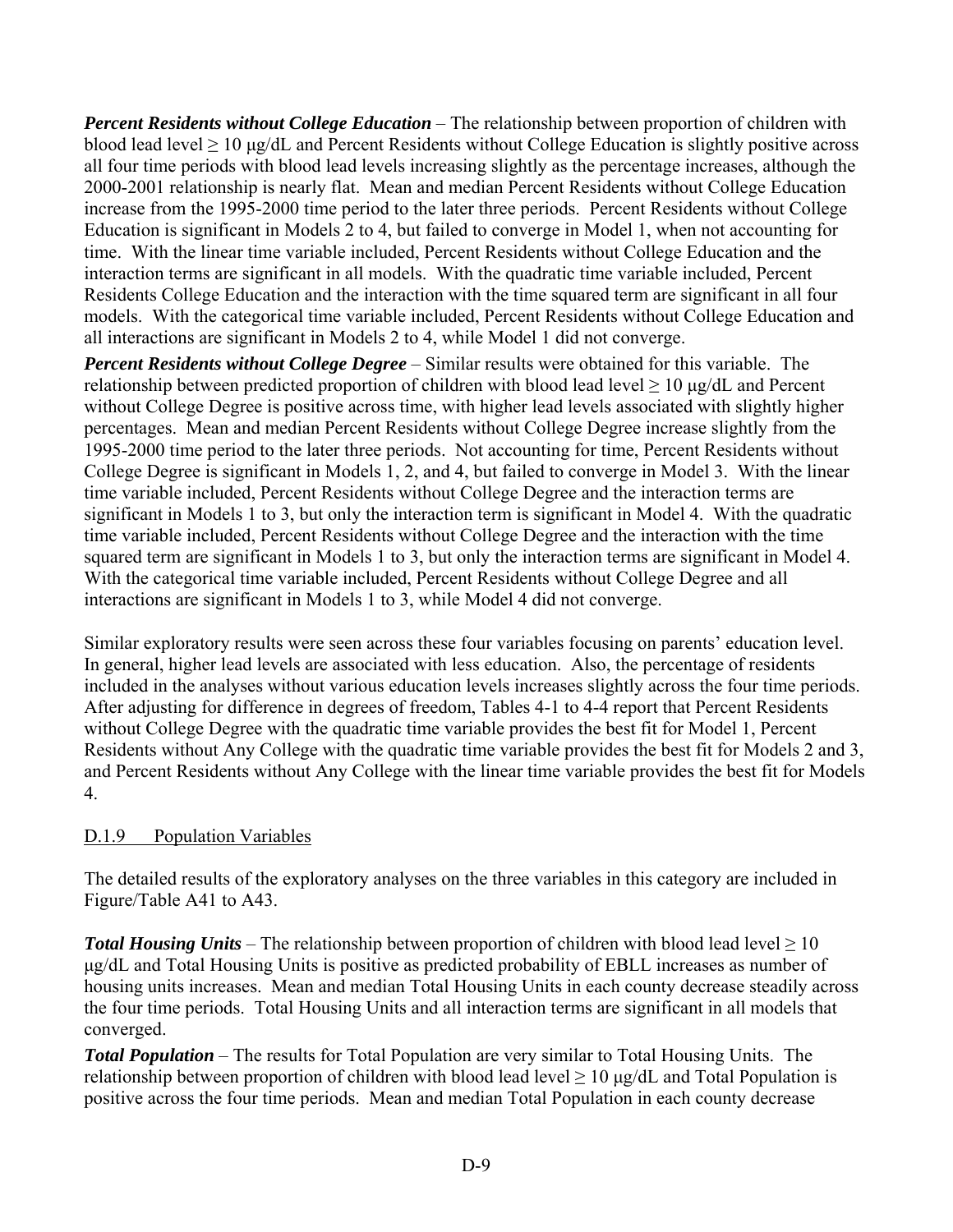***Percent Residents without College Education*** – The relationship between proportion of children with blood lead level ≥ 10 μg/dL and Percent Residents without College Education is slightly positive across all four time periods with blood lead levels increasing slightly as the percentage increases, although the 2000-2001 relationship is nearly flat. Mean and median Percent Residents without College Education increase from the 1995-2000 time period to the later three periods. Percent Residents without College Education is significant in Models 2 to 4, but failed to converge in Model 1, when not accounting for time. With the linear time variable included, Percent Residents without College Education and the interaction terms are significant in all models. With the quadratic time variable included, Percent Residents College Education and the interaction with the time squared term are significant in all four models. With the categorical time variable included, Percent Residents without College Education and all interactions are significant in Models 2 to 4, while Model 1 did not converge.

***Percent Residents without College Degree*** – Similar results were obtained for this variable. The relationship between predicted proportion of children with blood lead level ≥ 10 μg/dL and Percent without College Degree is positive across time, with higher lead levels associated with slightly higher percentages. Mean and median Percent Residents without College Degree increase slightly from the 1995-2000 time period to the later three periods. Not accounting for time, Percent Residents without College Degree is significant in Models 1, 2, and 4, but failed to converge in Model 3. With the linear time variable included, Percent Residents without College Degree and the interaction terms are significant in Models 1 to 3, but only the interaction term is significant in Model 4. With the quadratic time variable included, Percent Residents without College Degree and the interaction with the time squared term are significant in Models 1 to 3, but only the interaction terms are significant in Model 4. With the categorical time variable included, Percent Residents without College Degree and all interactions are significant in Models 1 to 3, while Model 4 did not converge.

Similar exploratory results were seen across these four variables focusing on parents' education level. In general, higher lead levels are associated with less education. Also, the percentage of residents included in the analyses without various education levels increases slightly across the four time periods. After adjusting for difference in degrees of freedom, Tables 4-1 to 4-4 report that Percent Residents without College Degree with the quadratic time variable provides the best fit for Model 1, Percent Residents without Any College with the quadratic time variable provides the best fit for Models 2 and 3, and Percent Residents without Any College with the linear time variable provides the best fit for Models 4.

### D.1.9 Population Variables

The detailed results of the exploratory analyses on the three variables in this category are included in Figure/Table A41 to A43.

***Total Housing Units*** – The relationship between proportion of children with blood lead level ≥ 10 μg/dL and Total Housing Units is positive as predicted probability of EBLL increases as number of housing units increases. Mean and median Total Housing Units in each county decrease steadily across the four time periods. Total Housing Units and all interaction terms are significant in all models that converged.

***Total Population*** – The results for Total Population are very similar to Total Housing Units. The relationship between proportion of children with blood lead level ≥ 10 μg/dL and Total Population is positive across the four time periods. Mean and median Total Population in each county decrease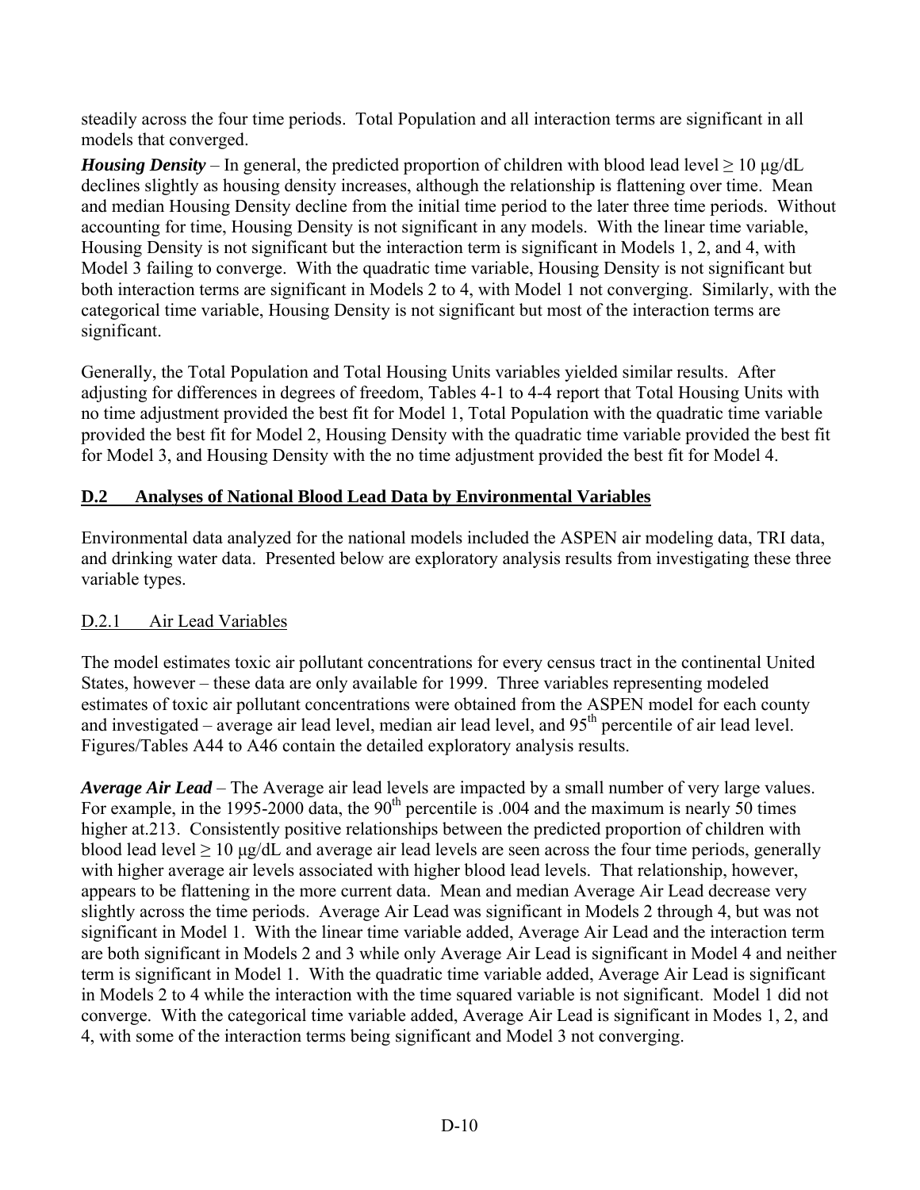steadily across the four time periods. Total Population and all interaction terms are significant in all models that converged.

***Housing Density*** – In general, the predicted proportion of children with blood lead level ≥ 10 μg/dL declines slightly as housing density increases, although the relationship is flattening over time. Mean and median Housing Density decline from the initial time period to the later three time periods. Without accounting for time, Housing Density is not significant in any models. With the linear time variable, Housing Density is not significant but the interaction term is significant in Models 1, 2, and 4, with Model 3 failing to converge. With the quadratic time variable, Housing Density is not significant but both interaction terms are significant in Models 2 to 4, with Model 1 not converging. Similarly, with the categorical time variable, Housing Density is not significant but most of the interaction terms are significant.

Generally, the Total Population and Total Housing Units variables yielded similar results. After adjusting for differences in degrees of freedom, Tables 4-1 to 4-4 report that Total Housing Units with no time adjustment provided the best fit for Model 1, Total Population with the quadratic time variable provided the best fit for Model 2, Housing Density with the quadratic time variable provided the best fit for Model 3, and Housing Density with the no time adjustment provided the best fit for Model 4.

## D.2 Analyses of National Blood Lead Data by Environmental Variables

Environmental data analyzed for the national models included the ASPEN air modeling data, TRI data, and drinking water data. Presented below are exploratory analysis results from investigating these three variable types.

### D.2.1 Air Lead Variables

The model estimates toxic air pollutant concentrations for every census tract in the continental United States, however – these data are only available for 1999. Three variables representing modeled estimates of toxic air pollutant concentrations were obtained from the ASPEN model for each county and investigated – average air lead level, median air lead level, and 95th percentile of air lead level. Figures/Tables A44 to A46 contain the detailed exploratory analysis results.

***Average Air Lead*** – The Average air lead levels are impacted by a small number of very large values. For example, in the 1995-2000 data, the 90th percentile is .004 and the maximum is nearly 50 times higher at.213. Consistently positive relationships between the predicted proportion of children with blood lead level ≥ 10 μg/dL and average air lead levels are seen across the four time periods, generally with higher average air levels associated with higher blood lead levels. That relationship, however, appears to be flattening in the more current data. Mean and median Average Air Lead decrease very slightly across the time periods. Average Air Lead was significant in Models 2 through 4, but was not significant in Model 1. With the linear time variable added, Average Air Lead and the interaction term are both significant in Models 2 and 3 while only Average Air Lead is significant in Model 4 and neither term is significant in Model 1. With the quadratic time variable added, Average Air Lead is significant in Models 2 to 4 while the interaction with the time squared variable is not significant. Model 1 did not converge. With the categorical time variable added, Average Air Lead is significant in Modes 1, 2, and 4, with some of the interaction terms being significant and Model 3 not converging.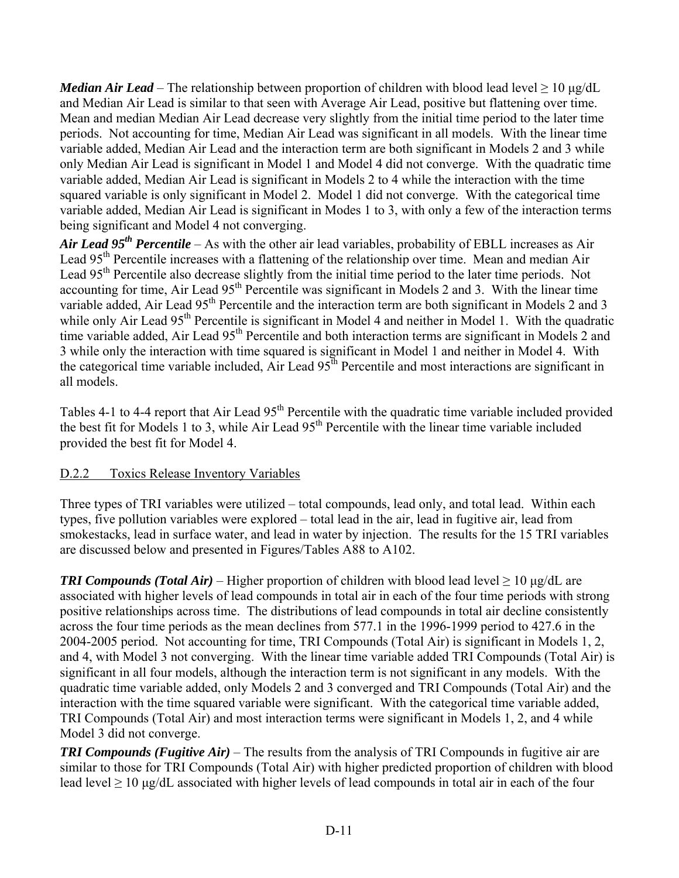***Median Air Lead*** – The relationship between proportion of children with blood lead level ≥ 10 μg/dL and Median Air Lead is similar to that seen with Average Air Lead, positive but flattening over time. Mean and median Median Air Lead decrease very slightly from the initial time period to the later time periods. Not accounting for time, Median Air Lead was significant in all models. With the linear time variable added, Median Air Lead and the interaction term are both significant in Models 2 and 3 while only Median Air Lead is significant in Model 1 and Model 4 did not converge. With the quadratic time variable added, Median Air Lead is significant in Models 2 to 4 while the interaction with the time squared variable is only significant in Model 2. Model 1 did not converge. With the categorical time variable added, Median Air Lead is significant in Modes 1 to 3, with only a few of the interaction terms being significant and Model 4 not converging.

***Air Lead 95th Percentile*** – As with the other air lead variables, probability of EBLL increases as Air Lead 95th Percentile increases with a flattening of the relationship over time. Mean and median Air Lead 95th Percentile also decrease slightly from the initial time period to the later time periods. Not accounting for time, Air Lead 95th Percentile was significant in Models 2 and 3. With the linear time variable added, Air Lead 95th Percentile and the interaction term are both significant in Models 2 and 3 while only Air Lead 95th Percentile is significant in Model 4 and neither in Model 1. With the quadratic time variable added, Air Lead 95th Percentile and both interaction terms are significant in Models 2 and 3 while only the interaction with time squared is significant in Model 1 and neither in Model 4. With the categorical time variable included, Air Lead 95th Percentile and most interactions are significant in all models.

Tables 4-1 to 4-4 report that Air Lead 95th Percentile with the quadratic time variable included provided the best fit for Models 1 to 3, while Air Lead 95th Percentile with the linear time variable included provided the best fit for Model 4.

## D.2.2 Toxics Release Inventory Variables

Three types of TRI variables were utilized – total compounds, lead only, and total lead. Within each types, five pollution variables were explored – total lead in the air, lead in fugitive air, lead from smokestacks, lead in surface water, and lead in water by injection. The results for the 15 TRI variables are discussed below and presented in Figures/Tables A88 to A102.

***TRI Compounds (Total Air)*** – Higher proportion of children with blood lead level ≥ 10 μg/dL are associated with higher levels of lead compounds in total air in each of the four time periods with strong positive relationships across time. The distributions of lead compounds in total air decline consistently across the four time periods as the mean declines from 577.1 in the 1996-1999 period to 427.6 in the 2004-2005 period. Not accounting for time, TRI Compounds (Total Air) is significant in Models 1, 2, and 4, with Model 3 not converging. With the linear time variable added TRI Compounds (Total Air) is significant in all four models, although the interaction term is not significant in any models. With the quadratic time variable added, only Models 2 and 3 converged and TRI Compounds (Total Air) and the interaction with the time squared variable were significant. With the categorical time variable added, TRI Compounds (Total Air) and most interaction terms were significant in Models 1, 2, and 4 while Model 3 did not converge.

***TRI Compounds (Fugitive Air)*** – The results from the analysis of TRI Compounds in fugitive air are similar to those for TRI Compounds (Total Air) with higher predicted proportion of children with blood lead level ≥ 10 μg/dL associated with higher levels of lead compounds in total air in each of the four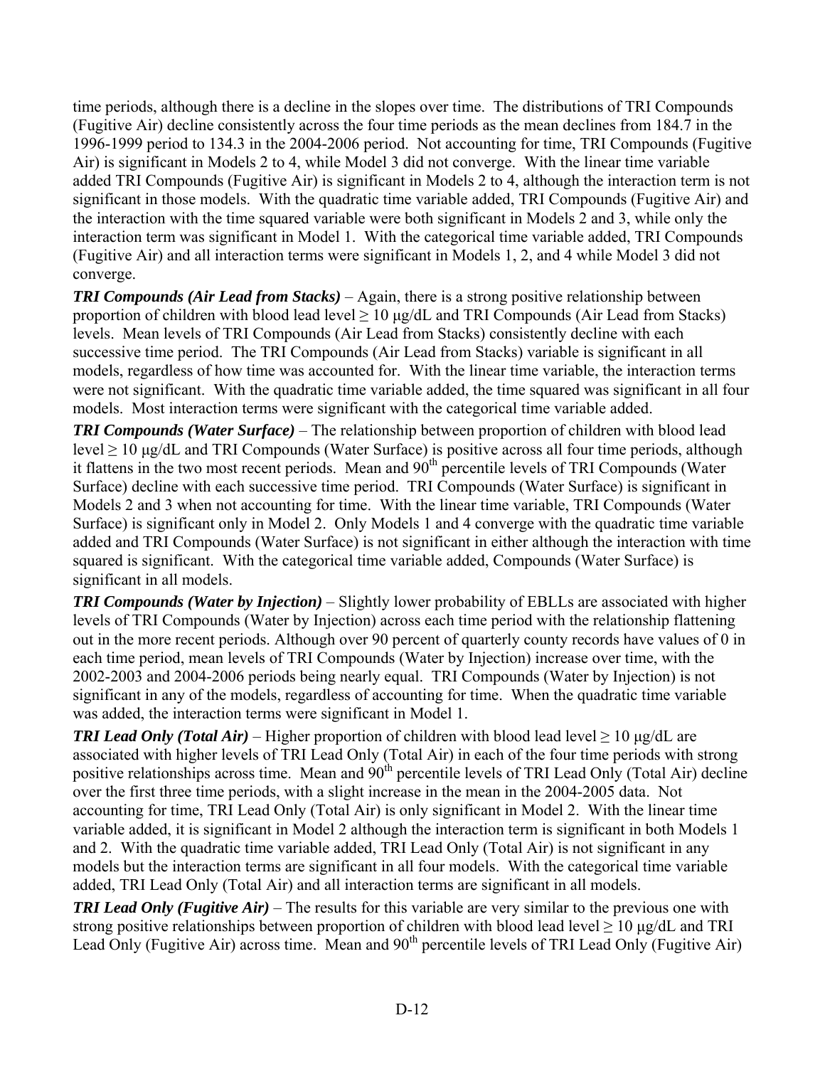time periods, although there is a decline in the slopes over time. The distributions of TRI Compounds (Fugitive Air) decline consistently across the four time periods as the mean declines from 184.7 in the 1996-1999 period to 134.3 in the 2004-2006 period. Not accounting for time, TRI Compounds (Fugitive Air) is significant in Models 2 to 4, while Model 3 did not converge. With the linear time variable added TRI Compounds (Fugitive Air) is significant in Models 2 to 4, although the interaction term is not significant in those models. With the quadratic time variable added, TRI Compounds (Fugitive Air) and the interaction with the time squared variable were both significant in Models 2 and 3, while only the interaction term was significant in Model 1. With the categorical time variable added, TRI Compounds (Fugitive Air) and all interaction terms were significant in Models 1, 2, and 4 while Model 3 did not converge.

***TRI Compounds (Air Lead from Stacks)*** – Again, there is a strong positive relationship between proportion of children with blood lead level ≥ 10 μg/dL and TRI Compounds (Air Lead from Stacks) levels. Mean levels of TRI Compounds (Air Lead from Stacks) consistently decline with each successive time period. The TRI Compounds (Air Lead from Stacks) variable is significant in all models, regardless of how time was accounted for. With the linear time variable, the interaction terms were not significant. With the quadratic time variable added, the time squared was significant in all four models. Most interaction terms were significant with the categorical time variable added.

***TRI Compounds (Water Surface)*** – The relationship between proportion of children with blood lead level ≥ 10 μg/dL and TRI Compounds (Water Surface) is positive across all four time periods, although it flattens in the two most recent periods. Mean and 90th percentile levels of TRI Compounds (Water Surface) decline with each successive time period. TRI Compounds (Water Surface) is significant in Models 2 and 3 when not accounting for time. With the linear time variable, TRI Compounds (Water Surface) is significant only in Model 2. Only Models 1 and 4 converge with the quadratic time variable added and TRI Compounds (Water Surface) is not significant in either although the interaction with time squared is significant. With the categorical time variable added, Compounds (Water Surface) is significant in all models.

***TRI Compounds (Water by Injection)*** – Slightly lower probability of EBLLs are associated with higher levels of TRI Compounds (Water by Injection) across each time period with the relationship flattening out in the more recent periods. Although over 90 percent of quarterly county records have values of 0 in each time period, mean levels of TRI Compounds (Water by Injection) increase over time, with the 2002-2003 and 2004-2006 periods being nearly equal. TRI Compounds (Water by Injection) is not significant in any of the models, regardless of accounting for time. When the quadratic time variable was added, the interaction terms were significant in Model 1.

***TRI Lead Only (Total Air)*** – Higher proportion of children with blood lead level ≥ 10 μg/dL are associated with higher levels of TRI Lead Only (Total Air) in each of the four time periods with strong positive relationships across time. Mean and 90th percentile levels of TRI Lead Only (Total Air) decline over the first three time periods, with a slight increase in the mean in the 2004-2005 data. Not accounting for time, TRI Lead Only (Total Air) is only significant in Model 2. With the linear time variable added, it is significant in Model 2 although the interaction term is significant in both Models 1 and 2. With the quadratic time variable added, TRI Lead Only (Total Air) is not significant in any models but the interaction terms are significant in all four models. With the categorical time variable added, TRI Lead Only (Total Air) and all interaction terms are significant in all models.

***TRI Lead Only (Fugitive Air)*** – The results for this variable are very similar to the previous one with strong positive relationships between proportion of children with blood lead level ≥ 10 μg/dL and TRI Lead Only (Fugitive Air) across time. Mean and 90th percentile levels of TRI Lead Only (Fugitive Air)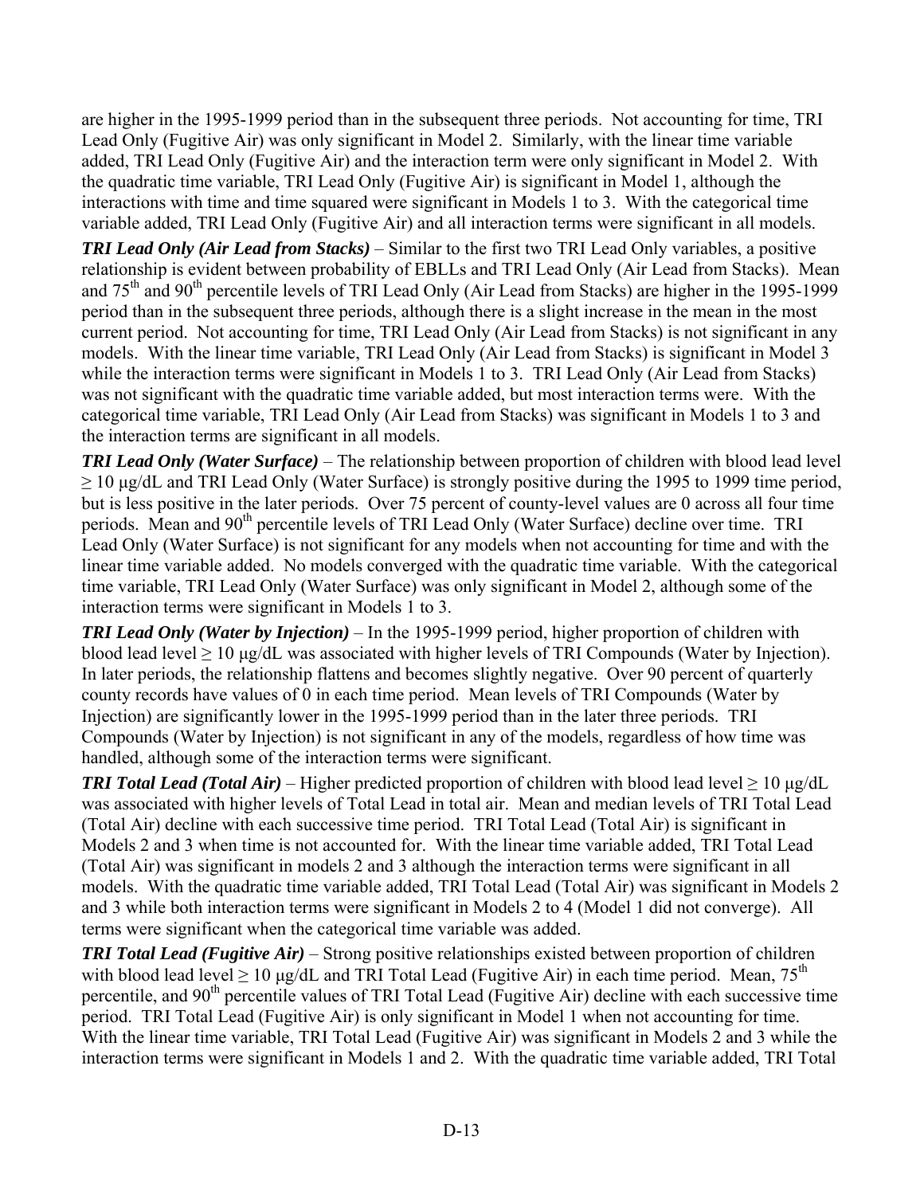are higher in the 1995-1999 period than in the subsequent three periods. Not accounting for time, TRI Lead Only (Fugitive Air) was only significant in Model 2. Similarly, with the linear time variable added, TRI Lead Only (Fugitive Air) and the interaction term were only significant in Model 2. With the quadratic time variable, TRI Lead Only (Fugitive Air) is significant in Model 1, although the interactions with time and time squared were significant in Models 1 to 3. With the categorical time variable added, TRI Lead Only (Fugitive Air) and all interaction terms were significant in all models.

***TRI Lead Only (Air Lead from Stacks)*** – Similar to the first two TRI Lead Only variables, a positive relationship is evident between probability of EBLLs and TRI Lead Only (Air Lead from Stacks). Mean and 75th and 90th percentile levels of TRI Lead Only (Air Lead from Stacks) are higher in the 1995-1999 period than in the subsequent three periods, although there is a slight increase in the mean in the most current period. Not accounting for time, TRI Lead Only (Air Lead from Stacks) is not significant in any models. With the linear time variable, TRI Lead Only (Air Lead from Stacks) is significant in Model 3 while the interaction terms were significant in Models 1 to 3. TRI Lead Only (Air Lead from Stacks) was not significant with the quadratic time variable added, but most interaction terms were. With the categorical time variable, TRI Lead Only (Air Lead from Stacks) was significant in Models 1 to 3 and the interaction terms are significant in all models.

***TRI Lead Only (Water Surface)*** – The relationship between proportion of children with blood lead level $\geq 10$ µg/dL and TRI Lead Only (Water Surface) is strongly positive during the 1995 to 1999 time period, but is less positive in the later periods. Over 75 percent of county-level values are 0 across all four time periods. Mean and 90th percentile levels of TRI Lead Only (Water Surface) decline over time. TRI Lead Only (Water Surface) is not significant for any models when not accounting for time and with the linear time variable added. No models converged with the quadratic time variable. With the categorical time variable, TRI Lead Only (Water Surface) was only significant in Model 2, although some of the interaction terms were significant in Models 1 to 3.

***TRI Lead Only (Water by Injection)*** – In the 1995-1999 period, higher proportion of children with blood lead level $\geq 10$ µg/dL was associated with higher levels of TRI Compounds (Water by Injection). In later periods, the relationship flattens and becomes slightly negative. Over 90 percent of quarterly county records have values of 0 in each time period. Mean levels of TRI Compounds (Water by Injection) are significantly lower in the 1995-1999 period than in the later three periods. TRI Compounds (Water by Injection) is not significant in any of the models, regardless of how time was handled, although some of the interaction terms were significant.

***TRI Total Lead (Total Air)*** – Higher predicted proportion of children with blood lead level $\geq 10$ µg/dL was associated with higher levels of Total Lead in total air. Mean and median levels of TRI Total Lead (Total Air) decline with each successive time period. TRI Total Lead (Total Air) is significant in Models 2 and 3 when time is not accounted for. With the linear time variable added, TRI Total Lead (Total Air) was significant in models 2 and 3 although the interaction terms were significant in all models. With the quadratic time variable added, TRI Total Lead (Total Air) was significant in Models 2 and 3 while both interaction terms were significant in Models 2 to 4 (Model 1 did not converge). All terms were significant when the categorical time variable was added.

***TRI Total Lead (Fugitive Air)*** – Strong positive relationships existed between proportion of children with blood lead level $\geq 10$ µg/dL and TRI Total Lead (Fugitive Air) in each time period. Mean, 75th percentile, and 90th percentile values of TRI Total Lead (Fugitive Air) decline with each successive time period. TRI Total Lead (Fugitive Air) is only significant in Model 1 when not accounting for time. With the linear time variable, TRI Total Lead (Fugitive Air) was significant in Models 2 and 3 while the interaction terms were significant in Models 1 and 2. With the quadratic time variable added, TRI Total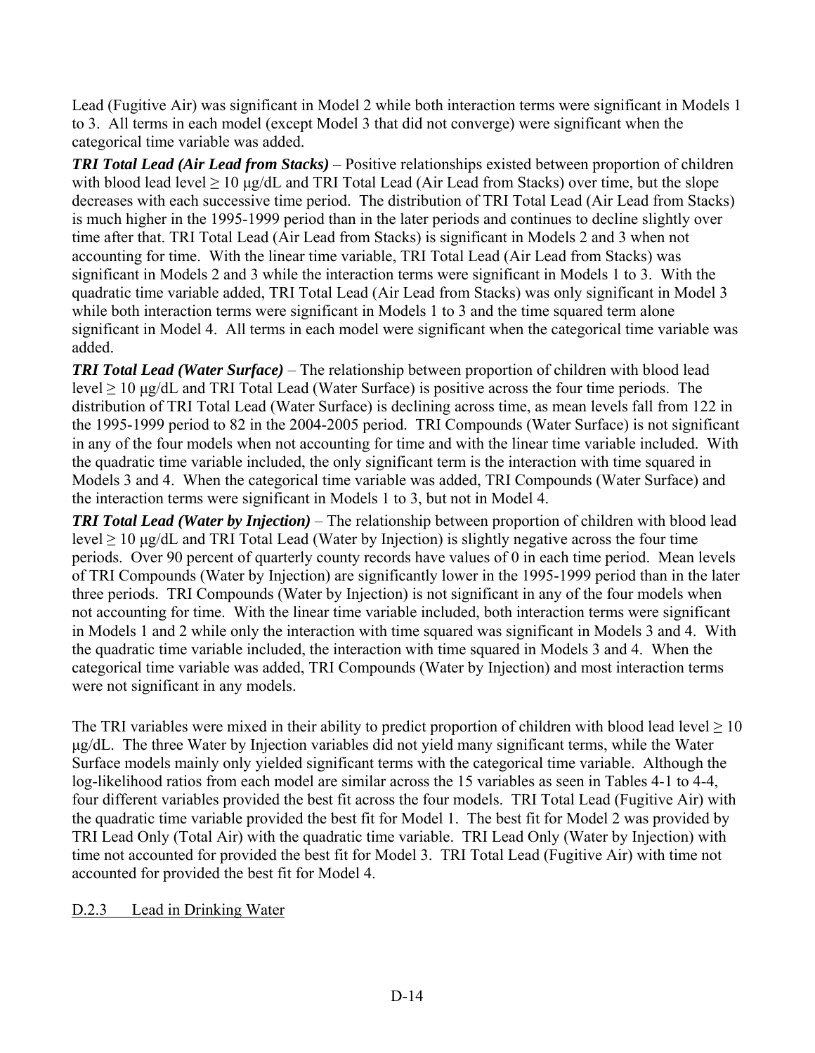Lead (Fugitive Air) was significant in Model 2 while both interaction terms were significant in Models 1 to 3. All terms in each model (except Model 3 that did not converge) were significant when the categorical time variable was added.

***TRI Total Lead (Air Lead from Stacks)*** – Positive relationships existed between proportion of children with blood lead level ≥ 10 μg/dL and TRI Total Lead (Air Lead from Stacks) over time, but the slope decreases with each successive time period. The distribution of TRI Total Lead (Air Lead from Stacks) is much higher in the 1995-1999 period than in the later periods and continues to decline slightly over time after that. TRI Total Lead (Air Lead from Stacks) is significant in Models 2 and 3 when not accounting for time. With the linear time variable, TRI Total Lead (Air Lead from Stacks) was significant in Models 2 and 3 while the interaction terms were significant in Models 1 to 3. With the quadratic time variable added, TRI Total Lead (Air Lead from Stacks) was only significant in Model 3 while both interaction terms were significant in Models 1 to 3 and the time squared term alone significant in Model 4. All terms in each model were significant when the categorical time variable was added.

***TRI Total Lead (Water Surface)*** – The relationship between proportion of children with blood lead level ≥ 10 μg/dL and TRI Total Lead (Water Surface) is positive across the four time periods. The distribution of TRI Total Lead (Water Surface) is declining across time, as mean levels fall from 122 in the 1995-1999 period to 82 in the 2004-2005 period. TRI Compounds (Water Surface) is not significant in any of the four models when not accounting for time and with the linear time variable included. With the quadratic time variable included, the only significant term is the interaction with time squared in Models 3 and 4. When the categorical time variable was added, TRI Compounds (Water Surface) and the interaction terms were significant in Models 1 to 3, but not in Model 4.

***TRI Total Lead (Water by Injection)*** – The relationship between proportion of children with blood lead level ≥ 10 μg/dL and TRI Total Lead (Water by Injection) is slightly negative across the four time periods. Over 90 percent of quarterly county records have values of 0 in each time period. Mean levels of TRI Compounds (Water by Injection) are significantly lower in the 1995-1999 period than in the later three periods. TRI Compounds (Water by Injection) is not significant in any of the four models when not accounting for time. With the linear time variable included, both interaction terms were significant in Models 1 and 2 while only the interaction with time squared was significant in Models 3 and 4. With the quadratic time variable included, the interaction with time squared in Models 3 and 4. When the categorical time variable was added, TRI Compounds (Water by Injection) and most interaction terms were not significant in any models.

The TRI variables were mixed in their ability to predict proportion of children with blood lead level ≥ 10 μg/dL. The three Water by Injection variables did not yield many significant terms, while the Water Surface models mainly only yielded significant terms with the categorical time variable. Although the log-likelihood ratios from each model are similar across the 15 variables as seen in Tables 4-1 to 4-4, four different variables provided the best fit across the four models. TRI Total Lead (Fugitive Air) with the quadratic time variable provided the best fit for Model 1. The best fit for Model 2 was provided by TRI Lead Only (Total Air) with the quadratic time variable. TRI Lead Only (Water by Injection) with time not accounted for provided the best fit for Model 3. TRI Total Lead (Fugitive Air) with time not accounted for provided the best fit for Model 4.

### D.2.3 Lead in Drinking Water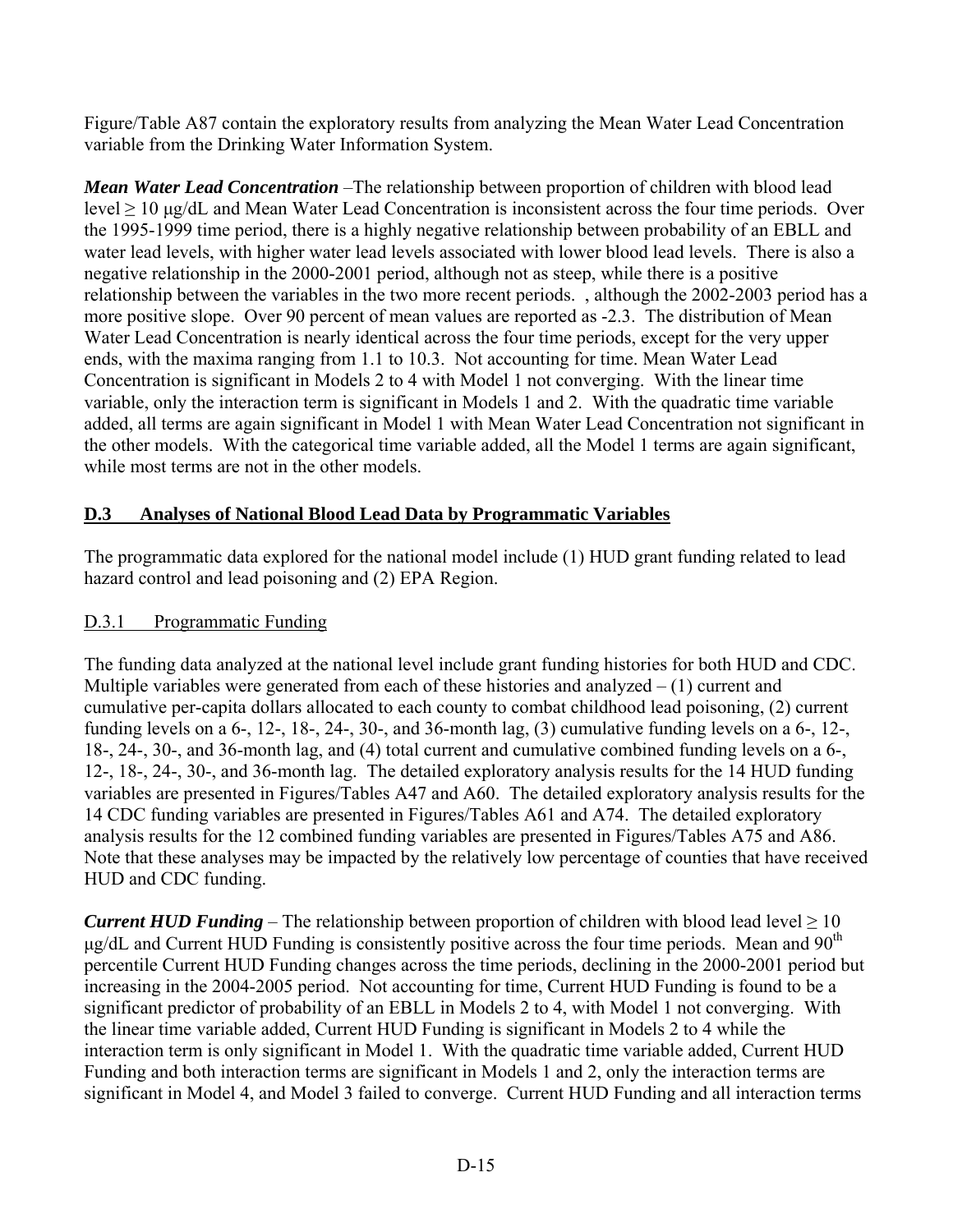Figure/Table A87 contain the exploratory results from analyzing the Mean Water Lead Concentration variable from the Drinking Water Information System.

***Mean Water Lead Concentration*** –The relationship between proportion of children with blood lead level ≥ 10 µg/dL and Mean Water Lead Concentration is inconsistent across the four time periods. Over the 1995-1999 time period, there is a highly negative relationship between probability of an EBLL and water lead levels, with higher water lead levels associated with lower blood lead levels. There is also a negative relationship in the 2000-2001 period, although not as steep, while there is a positive relationship between the variables in the two more recent periods. , although the 2002-2003 period has a more positive slope. Over 90 percent of mean values are reported as -2.3. The distribution of Mean Water Lead Concentration is nearly identical across the four time periods, except for the very upper ends, with the maxima ranging from 1.1 to 10.3. Not accounting for time. Mean Water Lead Concentration is significant in Models 2 to 4 with Model 1 not converging. With the linear time variable, only the interaction term is significant in Models 1 and 2. With the quadratic time variable added, all terms are again significant in Model 1 with Mean Water Lead Concentration not significant in the other models. With the categorical time variable added, all the Model 1 terms are again significant, while most terms are not in the other models.

## D.3 Analyses of National Blood Lead Data by Programmatic Variables

The programmatic data explored for the national model include (1) HUD grant funding related to lead hazard control and lead poisoning and (2) EPA Region.

### D.3.1 Programmatic Funding

The funding data analyzed at the national level include grant funding histories for both HUD and CDC. Multiple variables were generated from each of these histories and analyzed – (1) current and cumulative per-capita dollars allocated to each county to combat childhood lead poisoning, (2) current funding levels on a 6-, 12-, 18-, 24-, 30-, and 36-month lag, (3) cumulative funding levels on a 6-, 12-, 18-, 24-, 30-, and 36-month lag, and (4) total current and cumulative combined funding levels on a 6-, 12-, 18-, 24-, 30-, and 36-month lag. The detailed exploratory analysis results for the 14 HUD funding variables are presented in Figures/Tables A47 and A60. The detailed exploratory analysis results for the 14 CDC funding variables are presented in Figures/Tables A61 and A74. The detailed exploratory analysis results for the 12 combined funding variables are presented in Figures/Tables A75 and A86. Note that these analyses may be impacted by the relatively low percentage of counties that have received HUD and CDC funding.

***Current HUD Funding*** – The relationship between proportion of children with blood lead level ≥ 10 µg/dL and Current HUD Funding is consistently positive across the four time periods. Mean and 90th percentile Current HUD Funding changes across the time periods, declining in the 2000-2001 period but increasing in the 2004-2005 period. Not accounting for time, Current HUD Funding is found to be a significant predictor of probability of an EBLL in Models 2 to 4, with Model 1 not converging. With the linear time variable added, Current HUD Funding is significant in Models 2 to 4 while the interaction term is only significant in Model 1. With the quadratic time variable added, Current HUD Funding and both interaction terms are significant in Models 1 and 2, only the interaction terms are significant in Model 4, and Model 3 failed to converge. Current HUD Funding and all interaction terms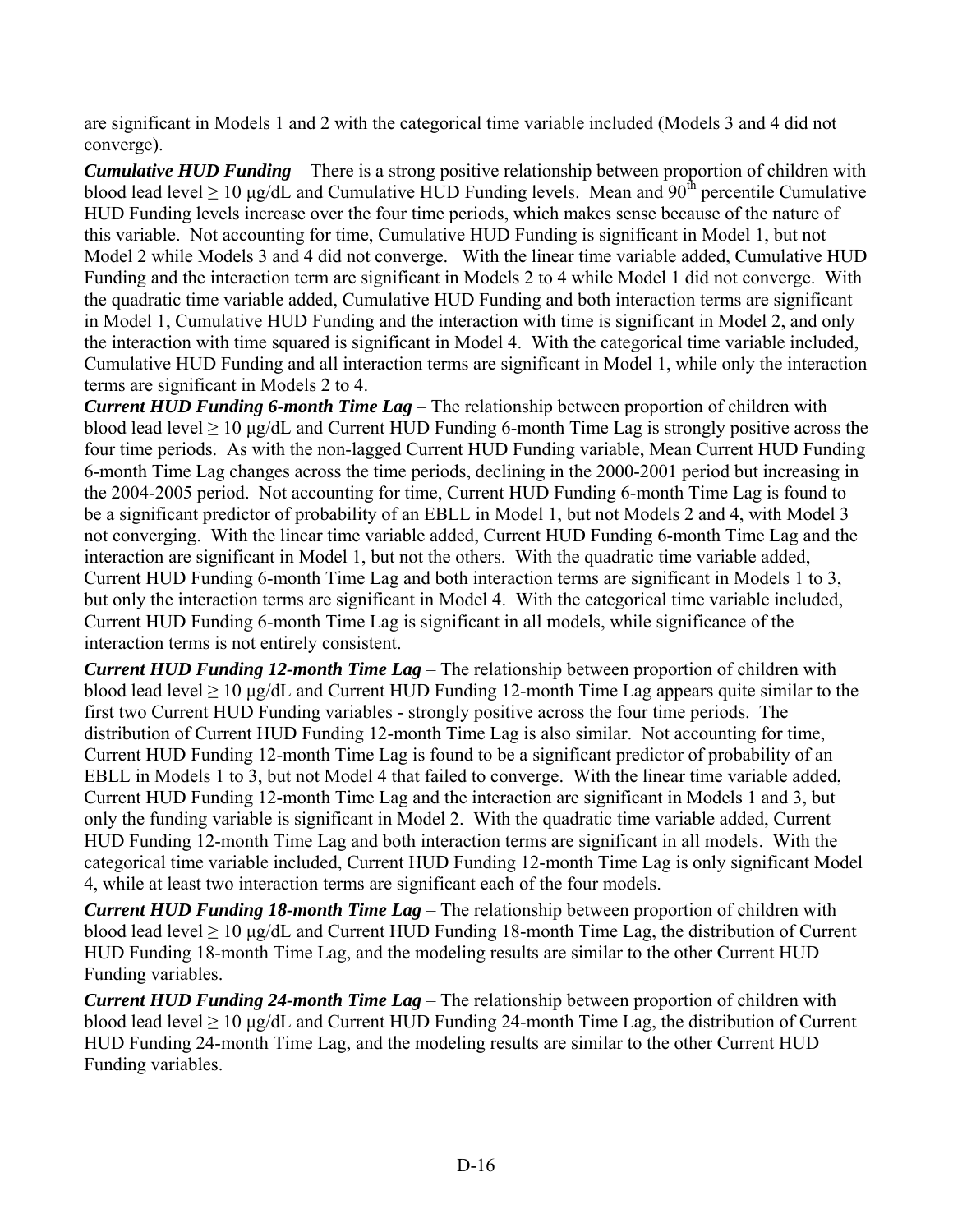are significant in Models 1 and 2 with the categorical time variable included (Models 3 and 4 did not converge).

***Cumulative HUD Funding*** – There is a strong positive relationship between proportion of children with blood lead level ≥ 10 μg/dL and Cumulative HUD Funding levels. Mean and 90th percentile Cumulative HUD Funding levels increase over the four time periods, which makes sense because of the nature of this variable. Not accounting for time, Cumulative HUD Funding is significant in Model 1, but not Model 2 while Models 3 and 4 did not converge. With the linear time variable added, Cumulative HUD Funding and the interaction term are significant in Models 2 to 4 while Model 1 did not converge. With the quadratic time variable added, Cumulative HUD Funding and both interaction terms are significant in Model 1, Cumulative HUD Funding and the interaction with time is significant in Model 2, and only the interaction with time squared is significant in Model 4. With the categorical time variable included, Cumulative HUD Funding and all interaction terms are significant in Model 1, while only the interaction terms are significant in Models 2 to 4.

***Current HUD Funding 6-month Time Lag*** – The relationship between proportion of children with blood lead level ≥ 10 μg/dL and Current HUD Funding 6-month Time Lag is strongly positive across the four time periods. As with the non-lagged Current HUD Funding variable, Mean Current HUD Funding 6-month Time Lag changes across the time periods, declining in the 2000-2001 period but increasing in the 2004-2005 period. Not accounting for time, Current HUD Funding 6-month Time Lag is found to be a significant predictor of probability of an EBLL in Model 1, but not Models 2 and 4, with Model 3 not converging. With the linear time variable added, Current HUD Funding 6-month Time Lag and the interaction are significant in Model 1, but not the others. With the quadratic time variable added, Current HUD Funding 6-month Time Lag and both interaction terms are significant in Models 1 to 3, but only the interaction terms are significant in Model 4. With the categorical time variable included, Current HUD Funding 6-month Time Lag is significant in all models, while significance of the interaction terms is not entirely consistent.

***Current HUD Funding 12-month Time Lag*** – The relationship between proportion of children with blood lead level ≥ 10 μg/dL and Current HUD Funding 12-month Time Lag appears quite similar to the first two Current HUD Funding variables - strongly positive across the four time periods. The distribution of Current HUD Funding 12-month Time Lag is also similar. Not accounting for time, Current HUD Funding 12-month Time Lag is found to be a significant predictor of probability of an EBLL in Models 1 to 3, but not Model 4 that failed to converge. With the linear time variable added, Current HUD Funding 12-month Time Lag and the interaction are significant in Models 1 and 3, but only the funding variable is significant in Model 2. With the quadratic time variable added, Current HUD Funding 12-month Time Lag and both interaction terms are significant in all models. With the categorical time variable included, Current HUD Funding 12-month Time Lag is only significant Model 4, while at least two interaction terms are significant each of the four models.

***Current HUD Funding 18-month Time Lag*** – The relationship between proportion of children with blood lead level ≥ 10 μg/dL and Current HUD Funding 18-month Time Lag, the distribution of Current HUD Funding 18-month Time Lag, and the modeling results are similar to the other Current HUD Funding variables.

***Current HUD Funding 24-month Time Lag*** – The relationship between proportion of children with blood lead level ≥ 10 μg/dL and Current HUD Funding 24-month Time Lag, the distribution of Current HUD Funding 24-month Time Lag, and the modeling results are similar to the other Current HUD Funding variables.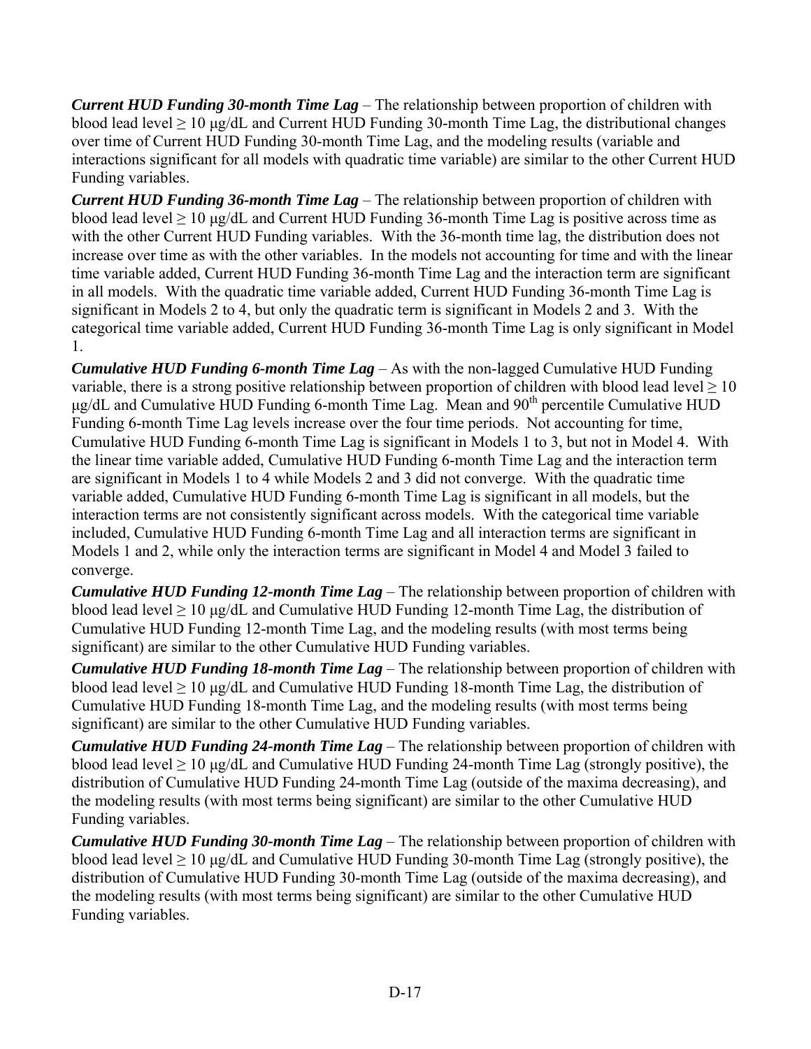***Current HUD Funding 30-month Time Lag*** – The relationship between proportion of children with blood lead level ≥ 10 μg/dL and Current HUD Funding 30-month Time Lag, the distributional changes over time of Current HUD Funding 30-month Time Lag, and the modeling results (variable and interactions significant for all models with quadratic time variable) are similar to the other Current HUD Funding variables.

***Current HUD Funding 36-month Time Lag*** – The relationship between proportion of children with blood lead level ≥ 10 μg/dL and Current HUD Funding 36-month Time Lag is positive across time as with the other Current HUD Funding variables. With the 36-month time lag, the distribution does not increase over time as with the other variables. In the models not accounting for time and with the linear time variable added, Current HUD Funding 36-month Time Lag and the interaction term are significant in all models. With the quadratic time variable added, Current HUD Funding 36-month Time Lag is significant in Models 2 to 4, but only the quadratic term is significant in Models 2 and 3. With the categorical time variable added, Current HUD Funding 36-month Time Lag is only significant in Model 1.

***Cumulative HUD Funding 6-month Time Lag*** – As with the non-lagged Cumulative HUD Funding variable, there is a strong positive relationship between proportion of children with blood lead level ≥ 10 μg/dL and Cumulative HUD Funding 6-month Time Lag. Mean and 90th percentile Cumulative HUD Funding 6-month Time Lag levels increase over the four time periods. Not accounting for time, Cumulative HUD Funding 6-month Time Lag is significant in Models 1 to 3, but not in Model 4. With the linear time variable added, Cumulative HUD Funding 6-month Time Lag and the interaction term are significant in Models 1 to 4 while Models 2 and 3 did not converge. With the quadratic time variable added, Cumulative HUD Funding 6-month Time Lag is significant in all models, but the interaction terms are not consistently significant across models. With the categorical time variable included, Cumulative HUD Funding 6-month Time Lag and all interaction terms are significant in Models 1 and 2, while only the interaction terms are significant in Model 4 and Model 3 failed to converge.

***Cumulative HUD Funding 12-month Time Lag*** – The relationship between proportion of children with blood lead level ≥ 10 μg/dL and Cumulative HUD Funding 12-month Time Lag, the distribution of Cumulative HUD Funding 12-month Time Lag, and the modeling results (with most terms being significant) are similar to the other Cumulative HUD Funding variables.

***Cumulative HUD Funding 18-month Time Lag*** – The relationship between proportion of children with blood lead level ≥ 10 μg/dL and Cumulative HUD Funding 18-month Time Lag, the distribution of Cumulative HUD Funding 18-month Time Lag, and the modeling results (with most terms being significant) are similar to the other Cumulative HUD Funding variables.

***Cumulative HUD Funding 24-month Time Lag*** – The relationship between proportion of children with blood lead level ≥ 10 μg/dL and Cumulative HUD Funding 24-month Time Lag (strongly positive), the distribution of Cumulative HUD Funding 24-month Time Lag (outside of the maxima decreasing), and the modeling results (with most terms being significant) are similar to the other Cumulative HUD Funding variables.

***Cumulative HUD Funding 30-month Time Lag*** – The relationship between proportion of children with blood lead level ≥ 10 μg/dL and Cumulative HUD Funding 30-month Time Lag (strongly positive), the distribution of Cumulative HUD Funding 30-month Time Lag (outside of the maxima decreasing), and the modeling results (with most terms being significant) are similar to the other Cumulative HUD Funding variables.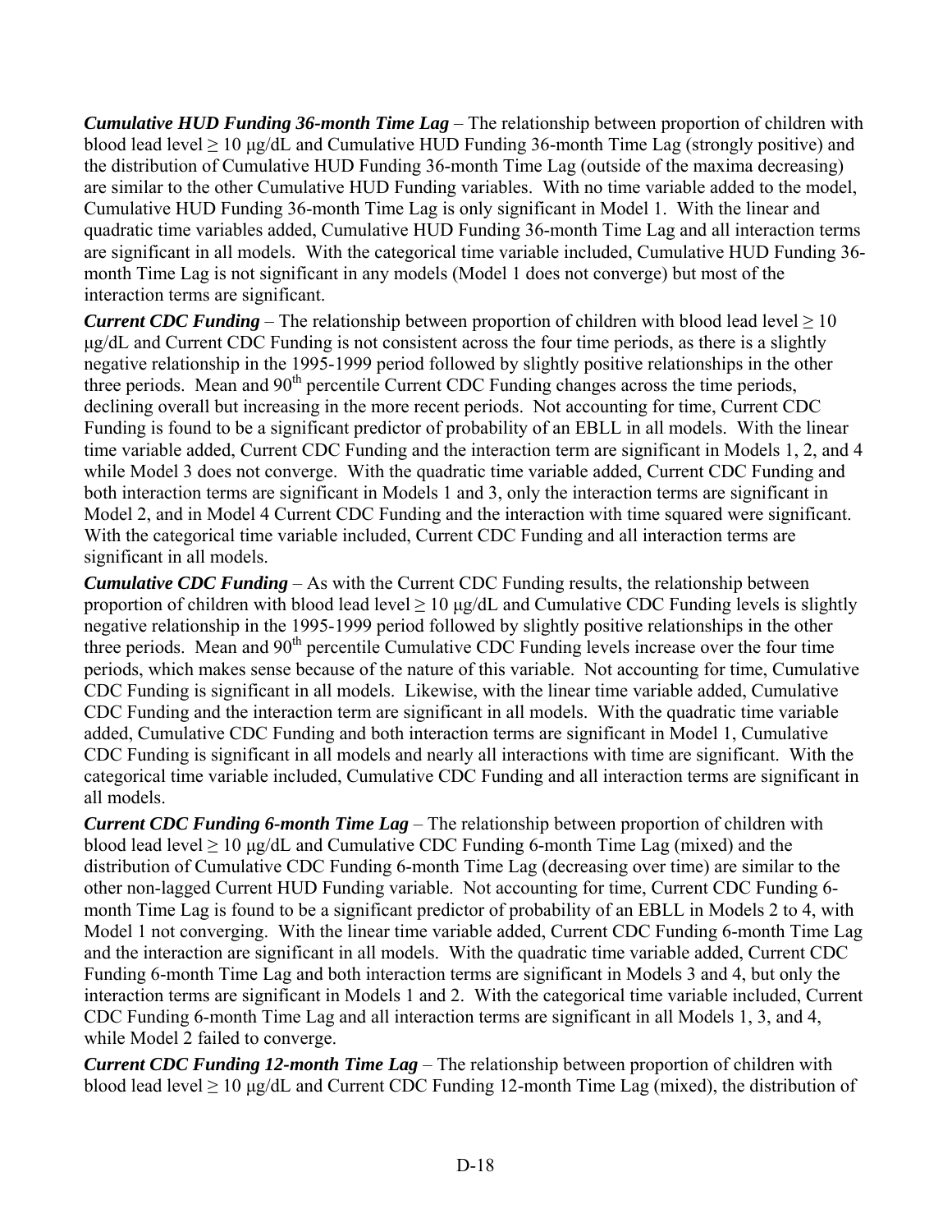***Cumulative HUD Funding 36-month Time Lag*** – The relationship between proportion of children with blood lead level ≥ 10 μg/dL and Cumulative HUD Funding 36-month Time Lag (strongly positive) and the distribution of Cumulative HUD Funding 36-month Time Lag (outside of the maxima decreasing) are similar to the other Cumulative HUD Funding variables. With no time variable added to the model, Cumulative HUD Funding 36-month Time Lag is only significant in Model 1. With the linear and quadratic time variables added, Cumulative HUD Funding 36-month Time Lag and all interaction terms are significant in all models. With the categorical time variable included, Cumulative HUD Funding 36-month Time Lag is not significant in any models (Model 1 does not converge) but most of the interaction terms are significant.

***Current CDC Funding*** – The relationship between proportion of children with blood lead level ≥ 10 μg/dL and Current CDC Funding is not consistent across the four time periods, as there is a slightly negative relationship in the 1995-1999 period followed by slightly positive relationships in the other three periods. Mean and 90th percentile Current CDC Funding changes across the time periods, declining overall but increasing in the more recent periods. Not accounting for time, Current CDC Funding is found to be a significant predictor of probability of an EBLL in all models. With the linear time variable added, Current CDC Funding and the interaction term are significant in Models 1, 2, and 4 while Model 3 does not converge. With the quadratic time variable added, Current CDC Funding and both interaction terms are significant in Models 1 and 3, only the interaction terms are significant in Model 2, and in Model 4 Current CDC Funding and the interaction with time squared were significant. With the categorical time variable included, Current CDC Funding and all interaction terms are significant in all models.

***Cumulative CDC Funding*** – As with the Current CDC Funding results, the relationship between proportion of children with blood lead level ≥ 10 μg/dL and Cumulative CDC Funding levels is slightly negative relationship in the 1995-1999 period followed by slightly positive relationships in the other three periods. Mean and 90th percentile Cumulative CDC Funding levels increase over the four time periods, which makes sense because of the nature of this variable. Not accounting for time, Cumulative CDC Funding is significant in all models. Likewise, with the linear time variable added, Cumulative CDC Funding and the interaction term are significant in all models. With the quadratic time variable added, Cumulative CDC Funding and both interaction terms are significant in Model 1, Cumulative CDC Funding is significant in all models and nearly all interactions with time are significant. With the categorical time variable included, Cumulative CDC Funding and all interaction terms are significant in all models.

***Current CDC Funding 6-month Time Lag*** – The relationship between proportion of children with blood lead level ≥ 10 μg/dL and Cumulative CDC Funding 6-month Time Lag (mixed) and the distribution of Cumulative CDC Funding 6-month Time Lag (decreasing over time) are similar to the other non-lagged Current HUD Funding variable. Not accounting for time, Current CDC Funding 6-month Time Lag is found to be a significant predictor of probability of an EBLL in Models 2 to 4, with Model 1 not converging. With the linear time variable added, Current CDC Funding 6-month Time Lag and the interaction are significant in all models. With the quadratic time variable added, Current CDC Funding 6-month Time Lag and both interaction terms are significant in Models 3 and 4, but only the interaction terms are significant in Models 1 and 2. With the categorical time variable included, Current CDC Funding 6-month Time Lag and all interaction terms are significant in all Models 1, 3, and 4, while Model 2 failed to converge.

***Current CDC Funding 12-month Time Lag*** – The relationship between proportion of children with blood lead level ≥ 10 μg/dL and Current CDC Funding 12-month Time Lag (mixed), the distribution of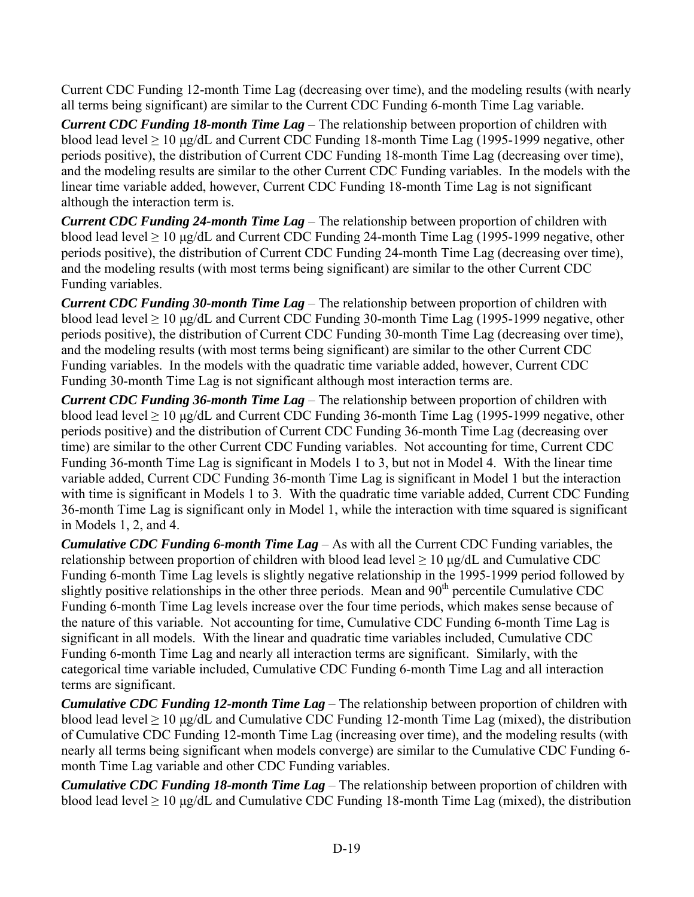Current CDC Funding 12-month Time Lag (decreasing over time), and the modeling results (with nearly all terms being significant) are similar to the Current CDC Funding 6-month Time Lag variable.

***Current CDC Funding 18-month Time Lag*** – The relationship between proportion of children with blood lead level ≥ 10 μg/dL and Current CDC Funding 18-month Time Lag (1995-1999 negative, other periods positive), the distribution of Current CDC Funding 18-month Time Lag (decreasing over time), and the modeling results are similar to the other Current CDC Funding variables. In the models with the linear time variable added, however, Current CDC Funding 18-month Time Lag is not significant although the interaction term is.

***Current CDC Funding 24-month Time Lag*** – The relationship between proportion of children with blood lead level ≥ 10 μg/dL and Current CDC Funding 24-month Time Lag (1995-1999 negative, other periods positive), the distribution of Current CDC Funding 24-month Time Lag (decreasing over time), and the modeling results (with most terms being significant) are similar to the other Current CDC Funding variables.

***Current CDC Funding 30-month Time Lag*** – The relationship between proportion of children with blood lead level ≥ 10 μg/dL and Current CDC Funding 30-month Time Lag (1995-1999 negative, other periods positive), the distribution of Current CDC Funding 30-month Time Lag (decreasing over time), and the modeling results (with most terms being significant) are similar to the other Current CDC Funding variables. In the models with the quadratic time variable added, however, Current CDC Funding 30-month Time Lag is not significant although most interaction terms are.

***Current CDC Funding 36-month Time Lag*** – The relationship between proportion of children with blood lead level ≥ 10 μg/dL and Current CDC Funding 36-month Time Lag (1995-1999 negative, other periods positive) and the distribution of Current CDC Funding 36-month Time Lag (decreasing over time) are similar to the other Current CDC Funding variables. Not accounting for time, Current CDC Funding 36-month Time Lag is significant in Models 1 to 3, but not in Model 4. With the linear time variable added, Current CDC Funding 36-month Time Lag is significant in Model 1 but the interaction with time is significant in Models 1 to 3. With the quadratic time variable added, Current CDC Funding 36-month Time Lag is significant only in Model 1, while the interaction with time squared is significant in Models 1, 2, and 4.

***Cumulative CDC Funding 6-month Time Lag*** – As with all the Current CDC Funding variables, the relationship between proportion of children with blood lead level ≥ 10 μg/dL and Cumulative CDC Funding 6-month Time Lag levels is slightly negative relationship in the 1995-1999 period followed by slightly positive relationships in the other three periods. Mean and 90$^{th}$ percentile Cumulative CDC Funding 6-month Time Lag levels increase over the four time periods, which makes sense because of the nature of this variable. Not accounting for time, Cumulative CDC Funding 6-month Time Lag is significant in all models. With the linear and quadratic time variables included, Cumulative CDC Funding 6-month Time Lag and nearly all interaction terms are significant. Similarly, with the categorical time variable included, Cumulative CDC Funding 6-month Time Lag and all interaction terms are significant.

***Cumulative CDC Funding 12-month Time Lag*** – The relationship between proportion of children with blood lead level ≥ 10 μg/dL and Cumulative CDC Funding 12-month Time Lag (mixed), the distribution of Cumulative CDC Funding 12-month Time Lag (increasing over time), and the modeling results (with nearly all terms being significant when models converge) are similar to the Cumulative CDC Funding 6-month Time Lag variable and other CDC Funding variables.

***Cumulative CDC Funding 18-month Time Lag*** – The relationship between proportion of children with blood lead level ≥ 10 μg/dL and Cumulative CDC Funding 18-month Time Lag (mixed), the distribution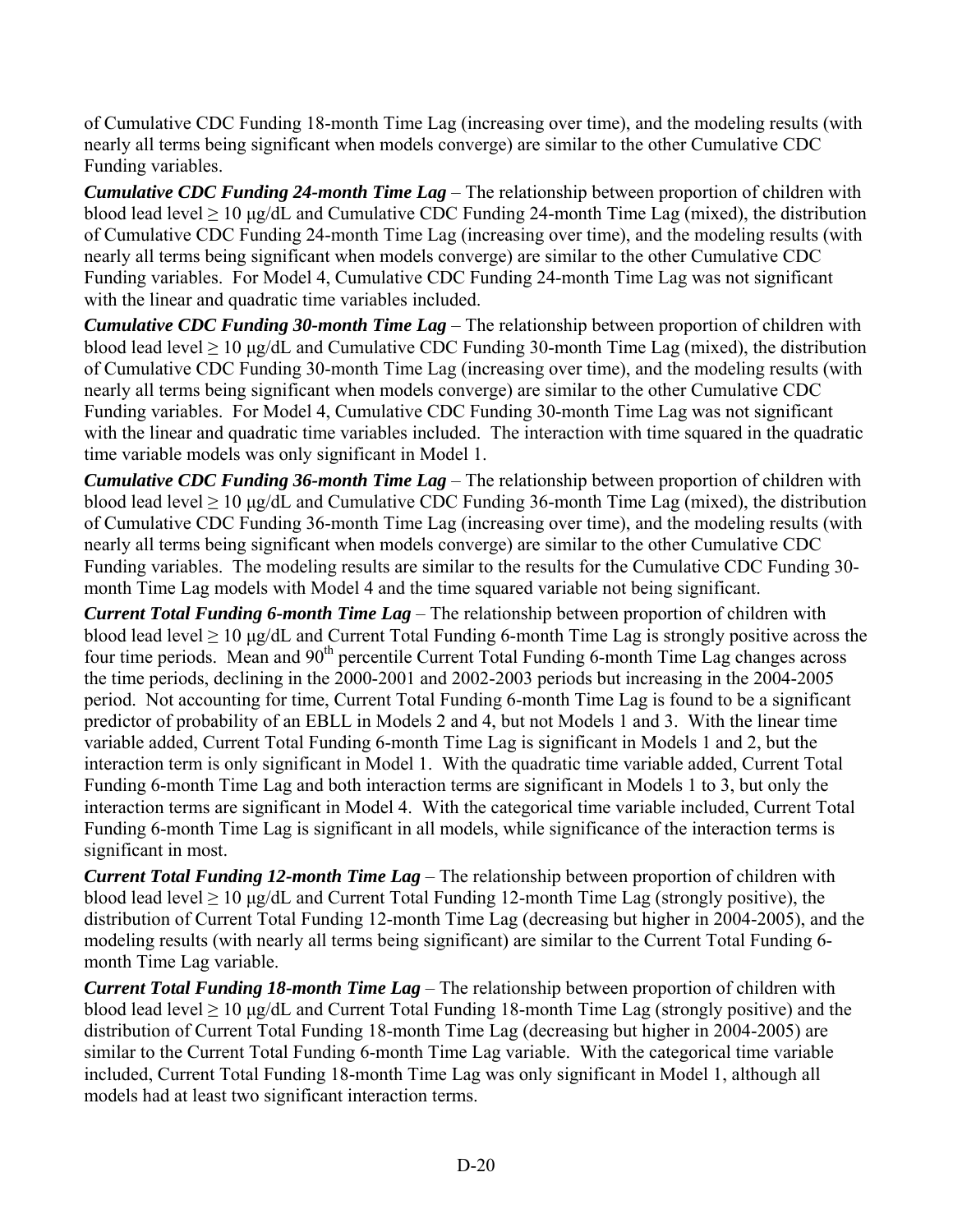of Cumulative CDC Funding 18-month Time Lag (increasing over time), and the modeling results (with nearly all terms being significant when models converge) are similar to the other Cumulative CDC Funding variables.

***Cumulative CDC Funding 24-month Time Lag*** – The relationship between proportion of children with blood lead level ≥ 10 μg/dL and Cumulative CDC Funding 24-month Time Lag (mixed), the distribution of Cumulative CDC Funding 24-month Time Lag (increasing over time), and the modeling results (with nearly all terms being significant when models converge) are similar to the other Cumulative CDC Funding variables. For Model 4, Cumulative CDC Funding 24-month Time Lag was not significant with the linear and quadratic time variables included.

***Cumulative CDC Funding 30-month Time Lag*** – The relationship between proportion of children with blood lead level ≥ 10 μg/dL and Cumulative CDC Funding 30-month Time Lag (mixed), the distribution of Cumulative CDC Funding 30-month Time Lag (increasing over time), and the modeling results (with nearly all terms being significant when models converge) are similar to the other Cumulative CDC Funding variables. For Model 4, Cumulative CDC Funding 30-month Time Lag was not significant with the linear and quadratic time variables included. The interaction with time squared in the quadratic time variable models was only significant in Model 1.

***Cumulative CDC Funding 36-month Time Lag*** – The relationship between proportion of children with blood lead level ≥ 10 μg/dL and Cumulative CDC Funding 36-month Time Lag (mixed), the distribution of Cumulative CDC Funding 36-month Time Lag (increasing over time), and the modeling results (with nearly all terms being significant when models converge) are similar to the other Cumulative CDC Funding variables. The modeling results are similar to the results for the Cumulative CDC Funding 30-month Time Lag models with Model 4 and the time squared variable not being significant.

***Current Total Funding 6-month Time Lag*** – The relationship between proportion of children with blood lead level ≥ 10 μg/dL and Current Total Funding 6-month Time Lag is strongly positive across the four time periods. Mean and 90th percentile Current Total Funding 6-month Time Lag changes across the time periods, declining in the 2000-2001 and 2002-2003 periods but increasing in the 2004-2005 period. Not accounting for time, Current Total Funding 6-month Time Lag is found to be a significant predictor of probability of an EBLL in Models 2 and 4, but not Models 1 and 3. With the linear time variable added, Current Total Funding 6-month Time Lag is significant in Models 1 and 2, but the interaction term is only significant in Model 1. With the quadratic time variable added, Current Total Funding 6-month Time Lag and both interaction terms are significant in Models 1 to 3, but only the interaction terms are significant in Model 4. With the categorical time variable included, Current Total Funding 6-month Time Lag is significant in all models, while significance of the interaction terms is significant in most.

***Current Total Funding 12-month Time Lag*** – The relationship between proportion of children with blood lead level ≥ 10 μg/dL and Current Total Funding 12-month Time Lag (strongly positive), the distribution of Current Total Funding 12-month Time Lag (decreasing but higher in 2004-2005), and the modeling results (with nearly all terms being significant) are similar to the Current Total Funding 6-month Time Lag variable.

***Current Total Funding 18-month Time Lag*** – The relationship between proportion of children with blood lead level ≥ 10 μg/dL and Current Total Funding 18-month Time Lag (strongly positive) and the distribution of Current Total Funding 18-month Time Lag (decreasing but higher in 2004-2005) are similar to the Current Total Funding 6-month Time Lag variable. With the categorical time variable included, Current Total Funding 18-month Time Lag was only significant in Model 1, although all models had at least two significant interaction terms.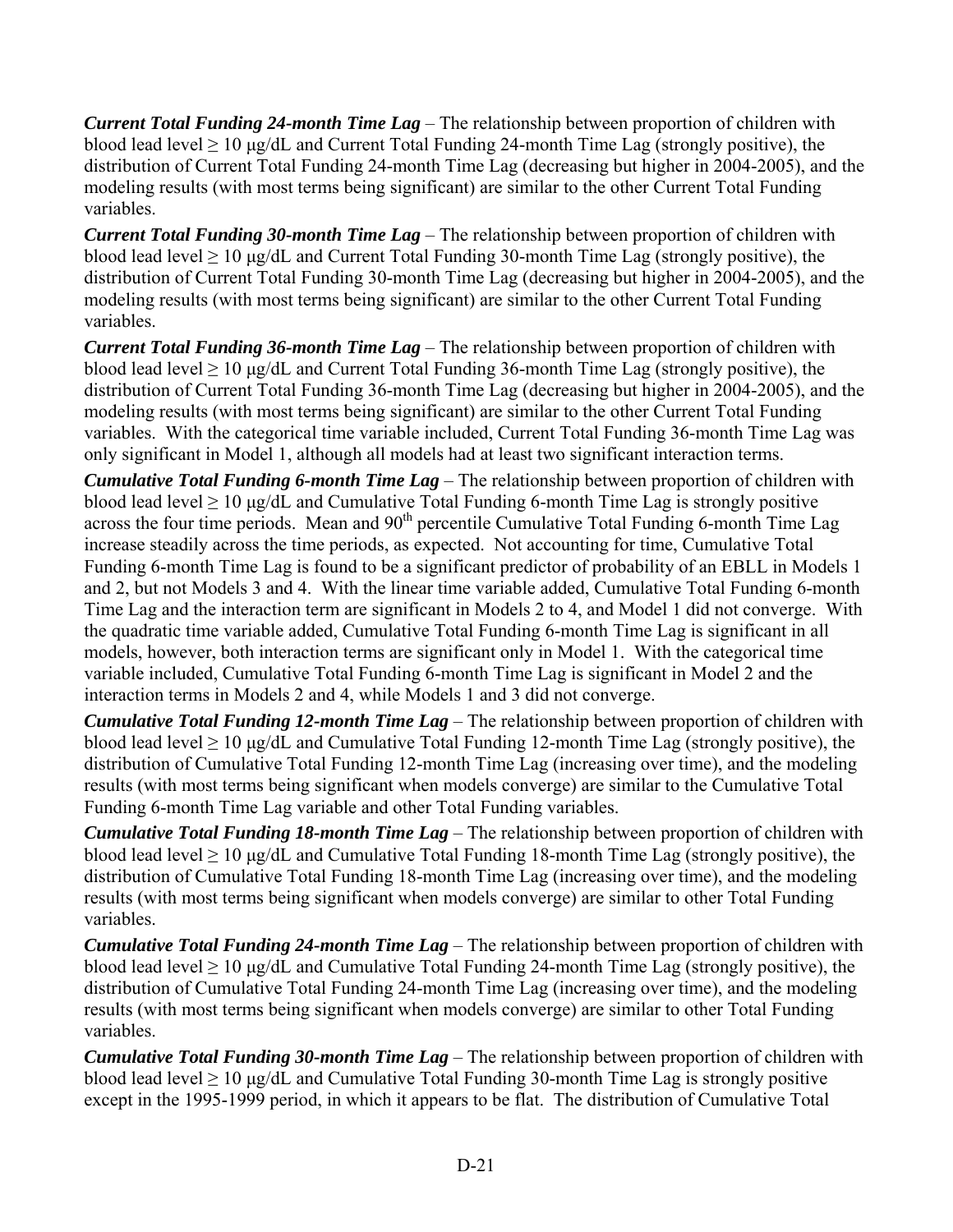***Current Total Funding 24-month Time Lag*** – The relationship between proportion of children with blood lead level ≥ 10 μg/dL and Current Total Funding 24-month Time Lag (strongly positive), the distribution of Current Total Funding 24-month Time Lag (decreasing but higher in 2004-2005), and the modeling results (with most terms being significant) are similar to the other Current Total Funding variables.

***Current Total Funding 30-month Time Lag*** – The relationship between proportion of children with blood lead level ≥ 10 μg/dL and Current Total Funding 30-month Time Lag (strongly positive), the distribution of Current Total Funding 30-month Time Lag (decreasing but higher in 2004-2005), and the modeling results (with most terms being significant) are similar to the other Current Total Funding variables.

***Current Total Funding 36-month Time Lag*** – The relationship between proportion of children with blood lead level ≥ 10 μg/dL and Current Total Funding 36-month Time Lag (strongly positive), the distribution of Current Total Funding 36-month Time Lag (decreasing but higher in 2004-2005), and the modeling results (with most terms being significant) are similar to the other Current Total Funding variables. With the categorical time variable included, Current Total Funding 36-month Time Lag was only significant in Model 1, although all models had at least two significant interaction terms.

***Cumulative Total Funding 6-month Time Lag*** – The relationship between proportion of children with blood lead level ≥ 10 μg/dL and Cumulative Total Funding 6-month Time Lag is strongly positive across the four time periods. Mean and 90th percentile Cumulative Total Funding 6-month Time Lag increase steadily across the time periods, as expected. Not accounting for time, Cumulative Total Funding 6-month Time Lag is found to be a significant predictor of probability of an EBLL in Models 1 and 2, but not Models 3 and 4. With the linear time variable added, Cumulative Total Funding 6-month Time Lag and the interaction term are significant in Models 2 to 4, and Model 1 did not converge. With the quadratic time variable added, Cumulative Total Funding 6-month Time Lag is significant in all models, however, both interaction terms are significant only in Model 1. With the categorical time variable included, Cumulative Total Funding 6-month Time Lag is significant in Model 2 and the interaction terms in Models 2 and 4, while Models 1 and 3 did not converge.

***Cumulative Total Funding 12-month Time Lag*** – The relationship between proportion of children with blood lead level ≥ 10 μg/dL and Cumulative Total Funding 12-month Time Lag (strongly positive), the distribution of Cumulative Total Funding 12-month Time Lag (increasing over time), and the modeling results (with most terms being significant when models converge) are similar to the Cumulative Total Funding 6-month Time Lag variable and other Total Funding variables.

***Cumulative Total Funding 18-month Time Lag*** – The relationship between proportion of children with blood lead level ≥ 10 μg/dL and Cumulative Total Funding 18-month Time Lag (strongly positive), the distribution of Cumulative Total Funding 18-month Time Lag (increasing over time), and the modeling results (with most terms being significant when models converge) are similar to other Total Funding variables.

***Cumulative Total Funding 24-month Time Lag*** – The relationship between proportion of children with blood lead level ≥ 10 μg/dL and Cumulative Total Funding 24-month Time Lag (strongly positive), the distribution of Cumulative Total Funding 24-month Time Lag (increasing over time), and the modeling results (with most terms being significant when models converge) are similar to other Total Funding variables.

***Cumulative Total Funding 30-month Time Lag*** – The relationship between proportion of children with blood lead level ≥ 10 μg/dL and Cumulative Total Funding 30-month Time Lag is strongly positive except in the 1995-1999 period, in which it appears to be flat. The distribution of Cumulative Total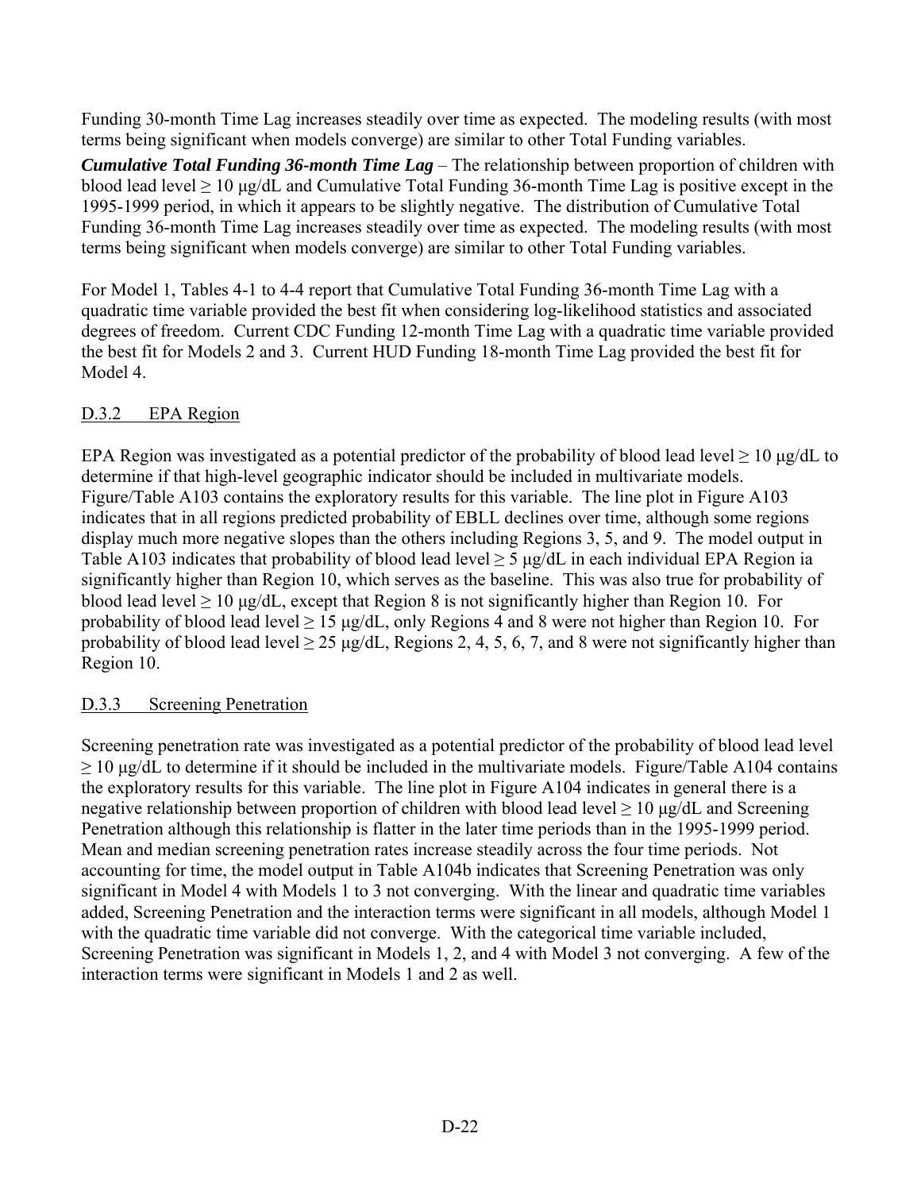Funding 30-month Time Lag increases steadily over time as expected. The modeling results (with most terms being significant when models converge) are similar to other Total Funding variables.

***Cumulative Total Funding 36-month Time Lag*** – The relationship between proportion of children with blood lead level ≥ 10 μg/dL and Cumulative Total Funding 36-month Time Lag is positive except in the 1995-1999 period, in which it appears to be slightly negative. The distribution of Cumulative Total Funding 36-month Time Lag increases steadily over time as expected. The modeling results (with most terms being significant when models converge) are similar to other Total Funding variables.

For Model 1, Tables 4-1 to 4-4 report that Cumulative Total Funding 36-month Time Lag with a quadratic time variable provided the best fit when considering log-likelihood statistics and associated degrees of freedom. Current CDC Funding 12-month Time Lag with a quadratic time variable provided the best fit for Models 2 and 3. Current HUD Funding 18-month Time Lag provided the best fit for Model 4.

### D.3.2 EPA Region

EPA Region was investigated as a potential predictor of the probability of blood lead level ≥ 10 μg/dL to determine if that high-level geographic indicator should be included in multivariate models. Figure/Table A103 contains the exploratory results for this variable. The line plot in Figure A103 indicates that in all regions predicted probability of EBLL declines over time, although some regions display much more negative slopes than the others including Regions 3, 5, and 9. The model output in Table A103 indicates that probability of blood lead level ≥ 5 μg/dL in each individual EPA Region ia significantly higher than Region 10, which serves as the baseline. This was also true for probability of blood lead level ≥ 10 μg/dL, except that Region 8 is not significantly higher than Region 10. For probability of blood lead level ≥ 15 μg/dL, only Regions 4 and 8 were not higher than Region 10. For probability of blood lead level ≥ 25 μg/dL, Regions 2, 4, 5, 6, 7, and 8 were not significantly higher than Region 10.

### D.3.3 Screening Penetration

Screening penetration rate was investigated as a potential predictor of the probability of blood lead level ≥ 10 μg/dL to determine if it should be included in the multivariate models. Figure/Table A104 contains the exploratory results for this variable. The line plot in Figure A104 indicates in general there is a negative relationship between proportion of children with blood lead level ≥ 10 μg/dL and Screening Penetration although this relationship is flatter in the later time periods than in the 1995-1999 period. Mean and median screening penetration rates increase steadily across the four time periods. Not accounting for time, the model output in Table A104b indicates that Screening Penetration was only significant in Model 4 with Models 1 to 3 not converging. With the linear and quadratic time variables added, Screening Penetration and the interaction terms were significant in all models, although Model 1 with the quadratic time variable did not converge. With the categorical time variable included, Screening Penetration was significant in Models 1, 2, and 4 with Model 3 not converging. A few of the interaction terms were significant in Models 1 and 2 as well.